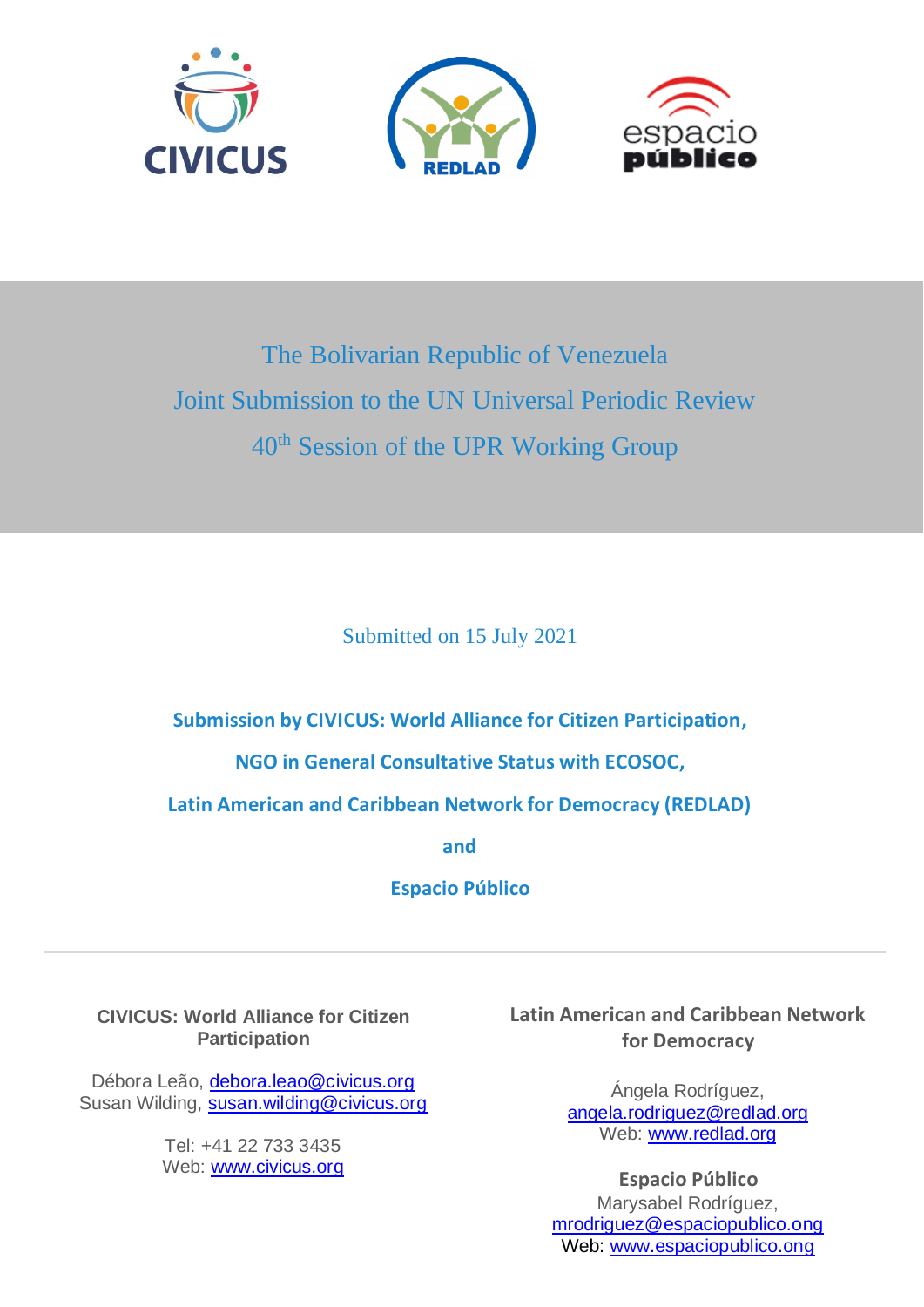# The Bolivarian Republic of Venezuela

# Joint Submission to the UN Universal Periodic Review

# 40th Session of the UPR Working Group

Submitted on 15 July 2021

**Submission by CIVICUS: World Alliance for Citizen Participation,**

**NGO in General Consultative Status with ECOSOC,**

**Latin American and Caribbean Network for Democracy (REDLAD)**

**and**

**Espacio Público**

---

**CIVICUS: World Alliance for Citizen Participation**

Débora Leão, debora.leao@civicus.org
Susan Wilding, susan.wilding@civicus.org

Tel: +41 22 733 3435
Web: www.civicus.org

**Latin American and Caribbean Network for Democracy**

Ángela Rodríguez,
angela.rodriguez@redlad.org
Web: www.redlad.org

**Espacio Público**
Marysabel Rodríguez,
mrodriguez@espaciopublico.ong
Web: www.espaciopublico.ong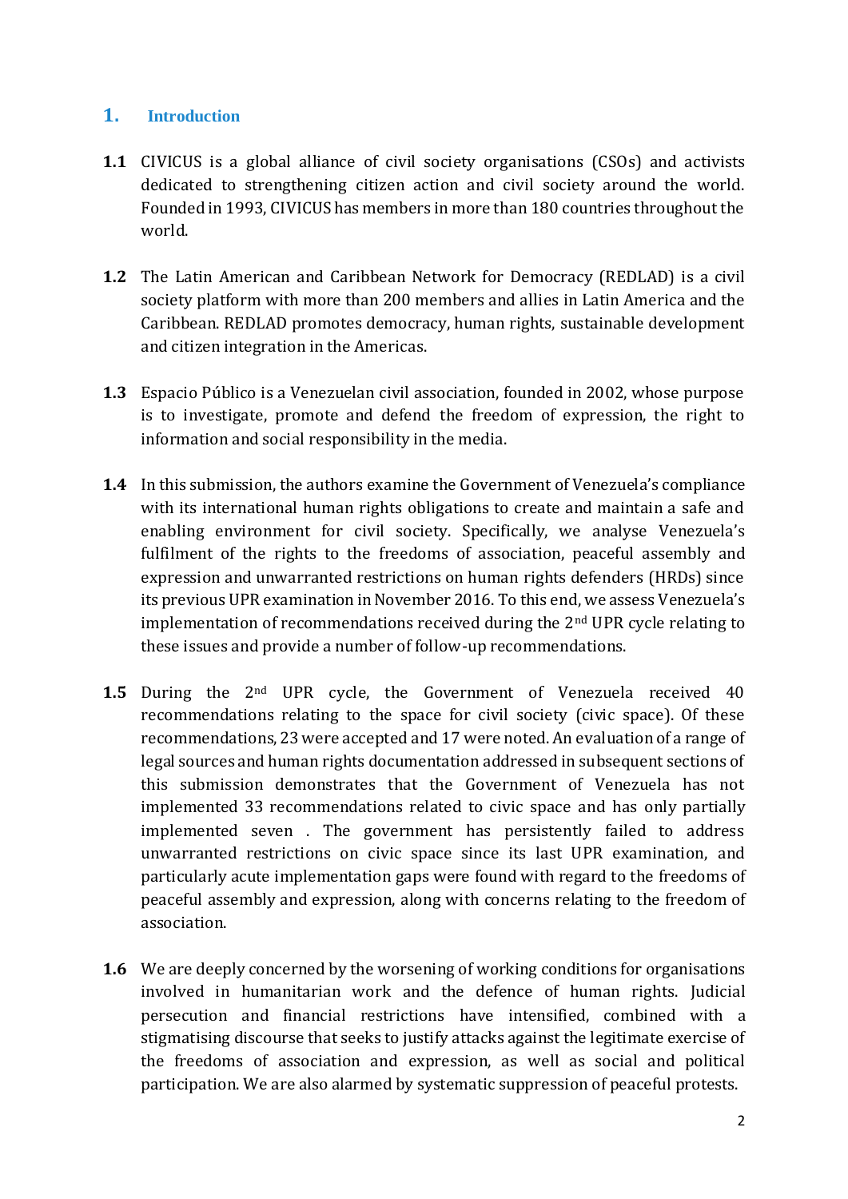## 1. Introduction

**1.1** CIVICUS is a global alliance of civil society organisations (CSOs) and activists dedicated to strengthening citizen action and civil society around the world. Founded in 1993, CIVICUS has members in more than 180 countries throughout the world.

**1.2** The Latin American and Caribbean Network for Democracy (REDLAD) is a civil society platform with more than 200 members and allies in Latin America and the Caribbean. REDLAD promotes democracy, human rights, sustainable development and citizen integration in the Americas.

**1.3** Espacio Público is a Venezuelan civil association, founded in 2002, whose purpose is to investigate, promote and defend the freedom of expression, the right to information and social responsibility in the media.

**1.4** In this submission, the authors examine the Government of Venezuela's compliance with its international human rights obligations to create and maintain a safe and enabling environment for civil society. Specifically, we analyse Venezuela's fulfilment of the rights to the freedoms of association, peaceful assembly and expression and unwarranted restrictions on human rights defenders (HRDs) since its previous UPR examination in November 2016. To this end, we assess Venezuela's implementation of recommendations received during the 2nd UPR cycle relating to these issues and provide a number of follow-up recommendations.

**1.5** During the 2nd UPR cycle, the Government of Venezuela received 40 recommendations relating to the space for civil society (civic space). Of these recommendations, 23 were accepted and 17 were noted. An evaluation of a range of legal sources and human rights documentation addressed in subsequent sections of this submission demonstrates that the Government of Venezuela has not implemented 33 recommendations related to civic space and has only partially implemented seven . The government has persistently failed to address unwarranted restrictions on civic space since its last UPR examination, and particularly acute implementation gaps were found with regard to the freedoms of peaceful assembly and expression, along with concerns relating to the freedom of association.

**1.6** We are deeply concerned by the worsening of working conditions for organisations involved in humanitarian work and the defence of human rights. Judicial persecution and financial restrictions have intensified, combined with a stigmatising discourse that seeks to justify attacks against the legitimate exercise of the freedoms of association and expression, as well as social and political participation. We are also alarmed by systematic suppression of peaceful protests.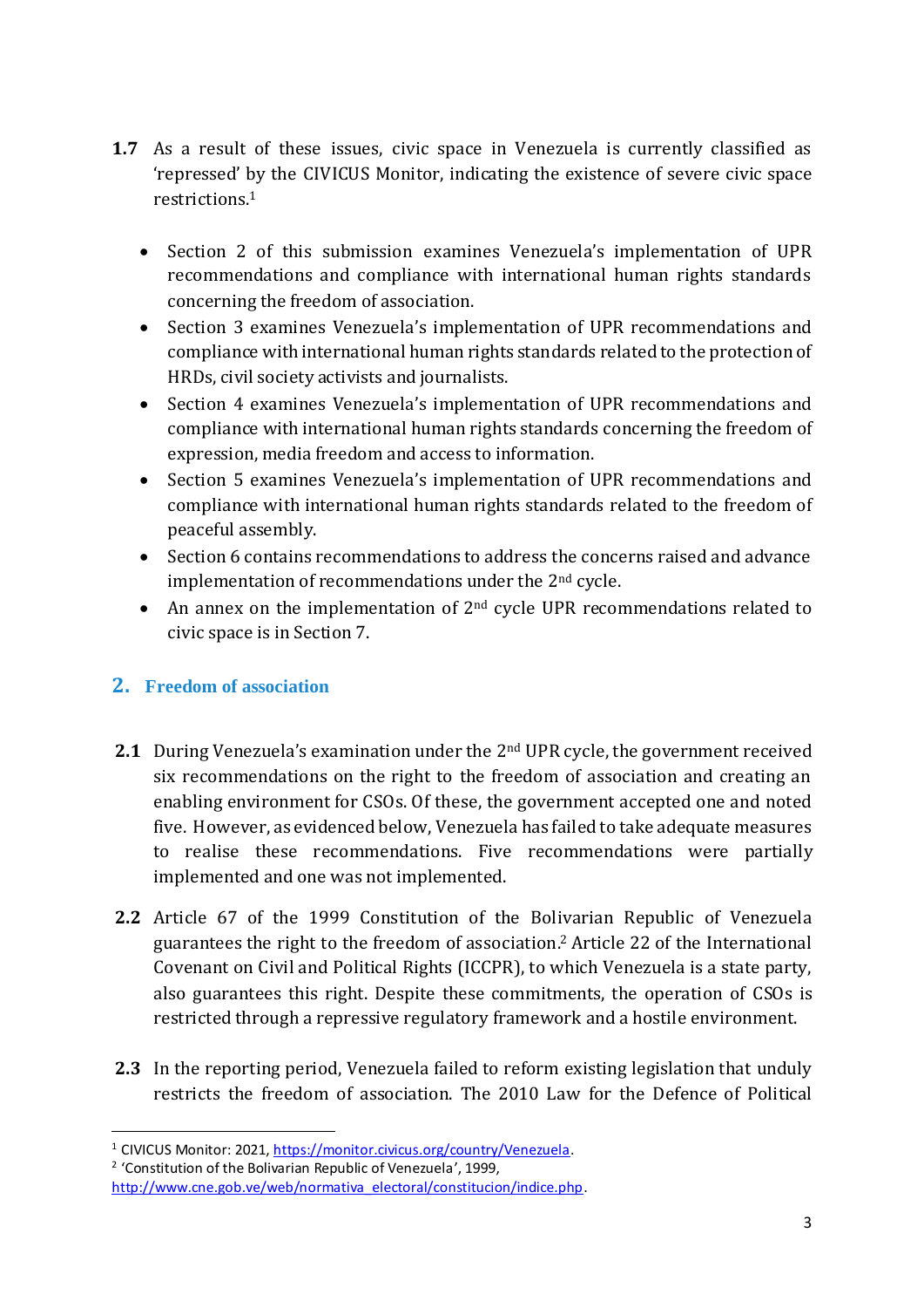**1.7** As a result of these issues, civic space in Venezuela is currently classified as 'repressed' by the CIVICUS Monitor, indicating the existence of severe civic space restrictions.[1]

- Section 2 of this submission examines Venezuela's implementation of UPR recommendations and compliance with international human rights standards concerning the freedom of association.
- Section 3 examines Venezuela's implementation of UPR recommendations and compliance with international human rights standards related to the protection of HRDs, civil society activists and journalists.
- Section 4 examines Venezuela's implementation of UPR recommendations and compliance with international human rights standards concerning the freedom of expression, media freedom and access to information.
- Section 5 examines Venezuela's implementation of UPR recommendations and compliance with international human rights standards related to the freedom of peaceful assembly.
- Section 6 contains recommendations to address the concerns raised and advance implementation of recommendations under the 2nd cycle.
- An annex on the implementation of 2nd cycle UPR recommendations related to civic space is in Section 7.

## 2. Freedom of association

**2.1** During Venezuela's examination under the 2nd UPR cycle, the government received six recommendations on the right to the freedom of association and creating an enabling environment for CSOs. Of these, the government accepted one and noted five. However, as evidenced below, Venezuela has failed to take adequate measures to realise these recommendations. Five recommendations were partially implemented and one was not implemented.

**2.2** Article 67 of the 1999 Constitution of the Bolivarian Republic of Venezuela guarantees the right to the freedom of association.[2] Article 22 of the International Covenant on Civil and Political Rights (ICCPR), to which Venezuela is a state party, also guarantees this right. Despite these commitments, the operation of CSOs is restricted through a repressive regulatory framework and a hostile environment.

**2.3** In the reporting period, Venezuela failed to reform existing legislation that unduly restricts the freedom of association. The 2010 Law for the Defence of Political

---

[1] CIVICUS Monitor: 2021, https://monitor.civicus.org/country/Venezuela.

[2] 'Constitution of the Bolivarian Republic of Venezuela', 1999, http://www.cne.gob.ve/web/normativa_electoral/constitucion/indice.php.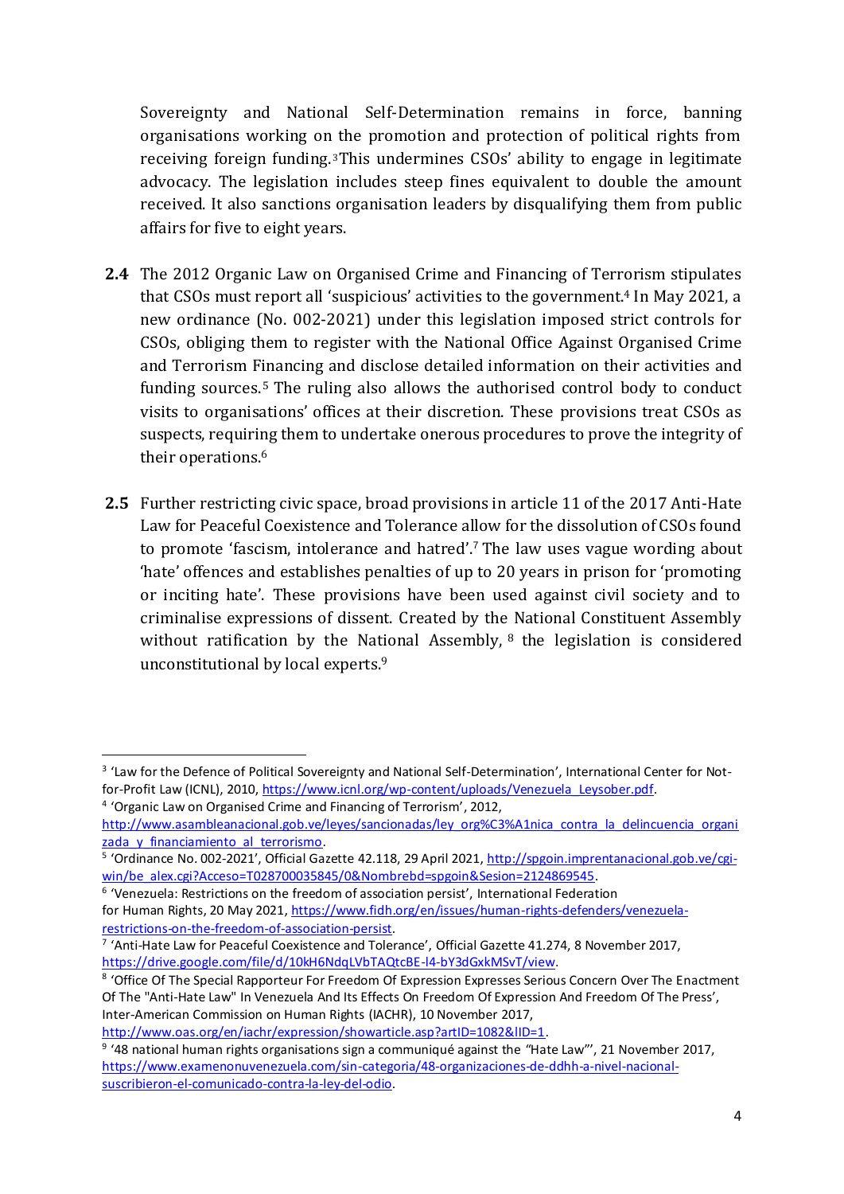Sovereignty and National Self-Determination remains in force, banning organisations working on the promotion and protection of political rights from receiving foreign funding.[3] This undermines CSOs' ability to engage in legitimate advocacy. The legislation includes steep fines equivalent to double the amount received. It also sanctions organisation leaders by disqualifying them from public affairs for five to eight years.

**2.4** The 2012 Organic Law on Organised Crime and Financing of Terrorism stipulates that CSOs must report all 'suspicious' activities to the government.[4] In May 2021, a new ordinance (No. 002-2021) under this legislation imposed strict controls for CSOs, obliging them to register with the National Office Against Organised Crime and Terrorism Financing and disclose detailed information on their activities and funding sources.[5] The ruling also allows the authorised control body to conduct visits to organisations' offices at their discretion. These provisions treat CSOs as suspects, requiring them to undertake onerous procedures to prove the integrity of their operations.[6]

**2.5** Further restricting civic space, broad provisions in article 11 of the 2017 Anti-Hate Law for Peaceful Coexistence and Tolerance allow for the dissolution of CSOs found to promote 'fascism, intolerance and hatred'.[7] The law uses vague wording about 'hate' offences and establishes penalties of up to 20 years in prison for 'promoting or inciting hate'. These provisions have been used against civil society and to criminalise expressions of dissent. Created by the National Constituent Assembly without ratification by the National Assembly,[8] the legislation is considered unconstitutional by local experts.[9]

---

[3] 'Law for the Defence of Political Sovereignty and National Self-Determination', International Center for Not-for-Profit Law (ICNL), 2010, https://www.icnl.org/wp-content/uploads/Venezuela_Leysober.pdf.

[4] 'Organic Law on Organised Crime and Financing of Terrorism', 2012, http://www.asambleanacional.gob.ve/leyes/sancionadas/ley_org%C3%A1nica_contra_la_delincuencia_organizada_y_financiamiento_al_terrorismo.

[5] 'Ordinance No. 002-2021', Official Gazette 42.118, 29 April 2021, http://spgoin.imprentanacional.gob.ve/cgi-win/be_alex.cgi?Acceso=T028700035845/0&Nombrebd=spgoin&Sesion=2124869545.

[6] 'Venezuela: Restrictions on the freedom of association persist', International Federation for Human Rights, 20 May 2021, https://www.fidh.org/en/issues/human-rights-defenders/venezuela-restrictions-on-the-freedom-of-association-persist.

[7] 'Anti-Hate Law for Peaceful Coexistence and Tolerance', Official Gazette 41.274, 8 November 2017, https://drive.google.com/file/d/10kH6NdqLVbTAQtcBE-l4-bY3dGxkMSvT/view.

[8] 'Office Of The Special Rapporteur For Freedom Of Expression Expresses Serious Concern Over The Enactment Of The "Anti-Hate Law" In Venezuela And Its Effects On Freedom Of Expression And Freedom Of The Press', Inter-American Commission on Human Rights (IACHR), 10 November 2017, http://www.oas.org/en/iachr/expression/showarticle.asp?artID=1082&lID=1.

[9] '48 national human rights organisations sign a communiqué against the "Hate Law"', 21 November 2017, https://www.examenonuvenezuela.com/sin-categoria/48-organizaciones-de-ddhh-a-nivel-nacional-suscribieron-el-comunicado-contra-la-ley-del-odio.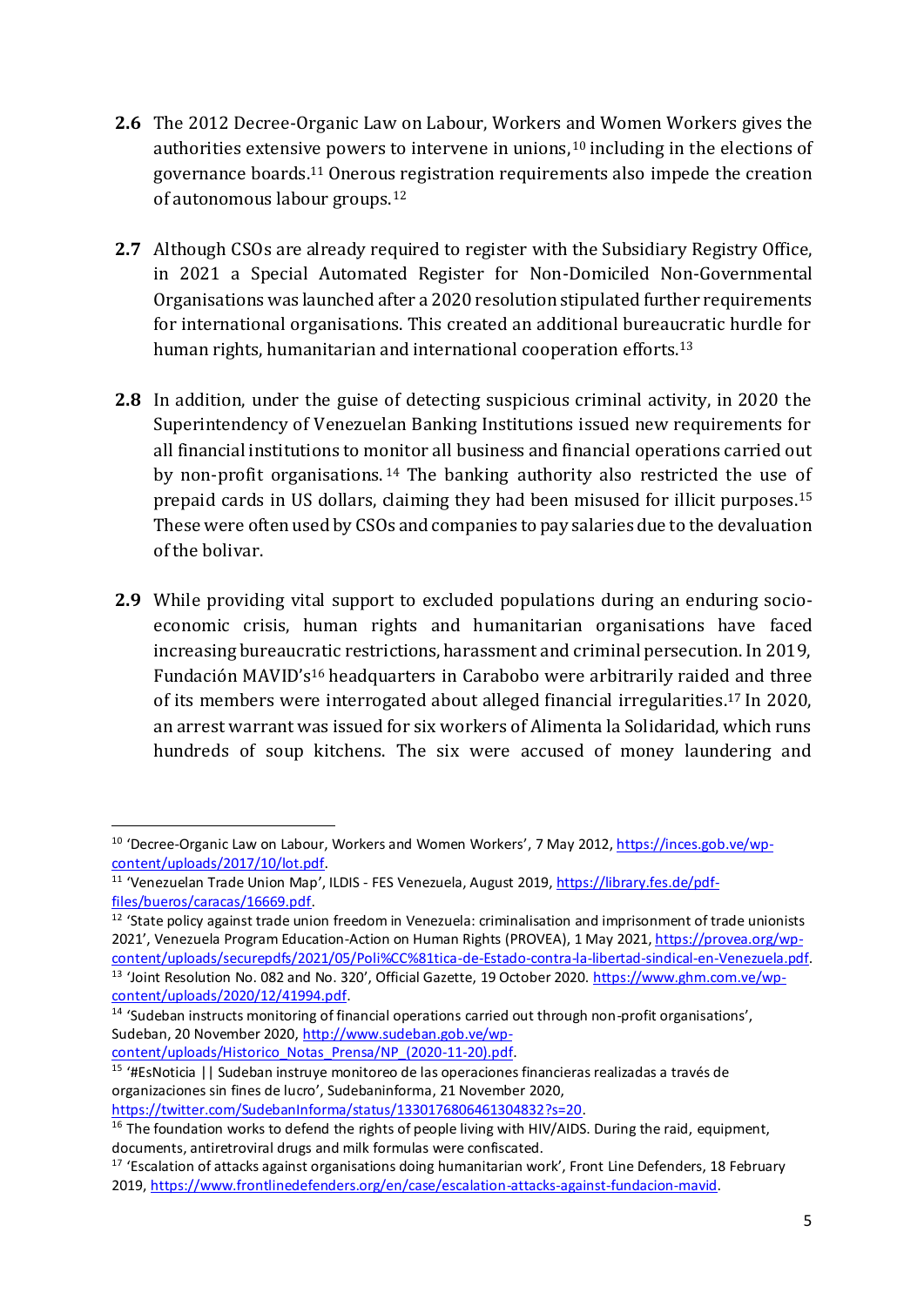**2.6** The 2012 Decree-Organic Law on Labour, Workers and Women Workers gives the authorities extensive powers to intervene in unions,[10] including in the elections of governance boards.[11] Onerous registration requirements also impede the creation of autonomous labour groups.[12]

**2.7** Although CSOs are already required to register with the Subsidiary Registry Office, in 2021 a Special Automated Register for Non-Domiciled Non-Governmental Organisations was launched after a 2020 resolution stipulated further requirements for international organisations. This created an additional bureaucratic hurdle for human rights, humanitarian and international cooperation efforts.[13]

**2.8** In addition, under the guise of detecting suspicious criminal activity, in 2020 the Superintendency of Venezuelan Banking Institutions issued new requirements for all financial institutions to monitor all business and financial operations carried out by non-profit organisations.[14] The banking authority also restricted the use of prepaid cards in US dollars, claiming they had been misused for illicit purposes.[15] These were often used by CSOs and companies to pay salaries due to the devaluation of the bolivar.

**2.9** While providing vital support to excluded populations during an enduring socio-economic crisis, human rights and humanitarian organisations have faced increasing bureaucratic restrictions, harassment and criminal persecution. In 2019, Fundación MAVID's[16] headquarters in Carabobo were arbitrarily raided and three of its members were interrogated about alleged financial irregularities.[17] In 2020, an arrest warrant was issued for six workers of Alimenta la Solidaridad, which runs hundreds of soup kitchens. The six were accused of money laundering and

---

[10] 'Decree-Organic Law on Labour, Workers and Women Workers', 7 May 2012, https://inces.gob.ve/wp-content/uploads/2017/10/lot.pdf.

[11] 'Venezuelan Trade Union Map', ILDIS - FES Venezuela, August 2019, https://library.fes.de/pdf-files/bueros/caracas/16669.pdf.

[12] 'State policy against trade union freedom in Venezuela: criminalisation and imprisonment of trade unionists 2021', Venezuela Program Education-Action on Human Rights (PROVEA), 1 May 2021, https://provea.org/wp-content/uploads/securepdfs/2021/05/Poli%CC%81tica-de-Estado-contra-la-libertad-sindical-en-Venezuela.pdf.

[13] 'Joint Resolution No. 082 and No. 320', Official Gazette, 19 October 2020. https://www.ghm.com.ve/wp-content/uploads/2020/12/41994.pdf.

[14] 'Sudeban instructs monitoring of financial operations carried out through non-profit organisations', Sudeban, 20 November 2020, http://www.sudeban.gob.ve/wp-content/uploads/Historico_Notas_Prensa/NP_(2020-11-20).pdf.

[15] '#EsNoticia || Sudeban instruye monitoreo de las operaciones financieras realizadas a través de organizaciones sin fines de lucro', Sudebaninforma, 21 November 2020, https://twitter.com/SudebanInforma/status/1330176806461304832?s=20.

[16] The foundation works to defend the rights of people living with HIV/AIDS. During the raid, equipment, documents, antiretroviral drugs and milk formulas were confiscated.

[17] 'Escalation of attacks against organisations doing humanitarian work', Front Line Defenders, 18 February 2019, https://www.frontlinedefenders.org/en/case/escalation-attacks-against-fundacion-mavid.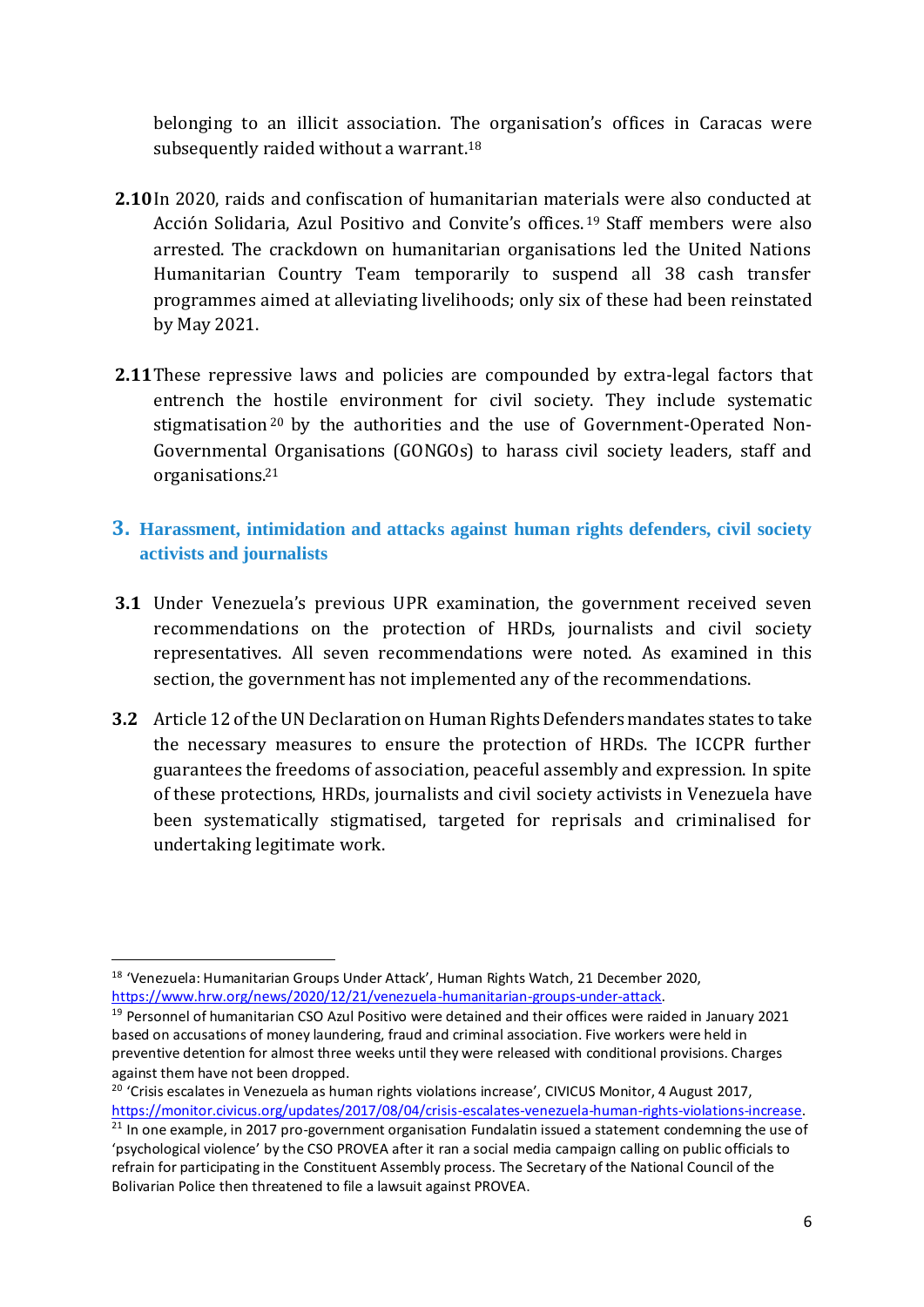belonging to an illicit association. The organisation's offices in Caracas were subsequently raided without a warrant.[18]

**2.10** In 2020, raids and confiscation of humanitarian materials were also conducted at Acción Solidaria, Azul Positivo and Convite's offices.[19] Staff members were also arrested. The crackdown on humanitarian organisations led the United Nations Humanitarian Country Team temporarily to suspend all 38 cash transfer programmes aimed at alleviating livelihoods; only six of these had been reinstated by May 2021.

**2.11** These repressive laws and policies are compounded by extra-legal factors that entrench the hostile environment for civil society. They include systematic stigmatisation[20] by the authorities and the use of Government-Operated Non-Governmental Organisations (GONGOs) to harass civil society leaders, staff and organisations.[21]

## 3. Harassment, intimidation and attacks against human rights defenders, civil society activists and journalists

**3.1** Under Venezuela's previous UPR examination, the government received seven recommendations on the protection of HRDs, journalists and civil society representatives. All seven recommendations were noted. As examined in this section, the government has not implemented any of the recommendations.

**3.2** Article 12 of the UN Declaration on Human Rights Defenders mandates states to take the necessary measures to ensure the protection of HRDs. The ICCPR further guarantees the freedoms of association, peaceful assembly and expression. In spite of these protections, HRDs, journalists and civil society activists in Venezuela have been systematically stigmatised, targeted for reprisals and criminalised for undertaking legitimate work.

---

[18] 'Venezuela: Humanitarian Groups Under Attack', Human Rights Watch, 21 December 2020, https://www.hrw.org/news/2020/12/21/venezuela-humanitarian-groups-under-attack.

[19] Personnel of humanitarian CSO Azul Positivo were detained and their offices were raided in January 2021 based on accusations of money laundering, fraud and criminal association. Five workers were held in preventive detention for almost three weeks until they were released with conditional provisions. Charges against them have not been dropped.

[20] 'Crisis escalates in Venezuela as human rights violations increase', CIVICUS Monitor, 4 August 2017, https://monitor.civicus.org/updates/2017/08/04/crisis-escalates-venezuela-human-rights-violations-increase.

[21] In one example, in 2017 pro-government organisation Fundalatin issued a statement condemning the use of 'psychological violence' by the CSO PROVEA after it ran a social media campaign calling on public officials to refrain for participating in the Constituent Assembly process. The Secretary of the National Council of the Bolivarian Police then threatened to file a lawsuit against PROVEA.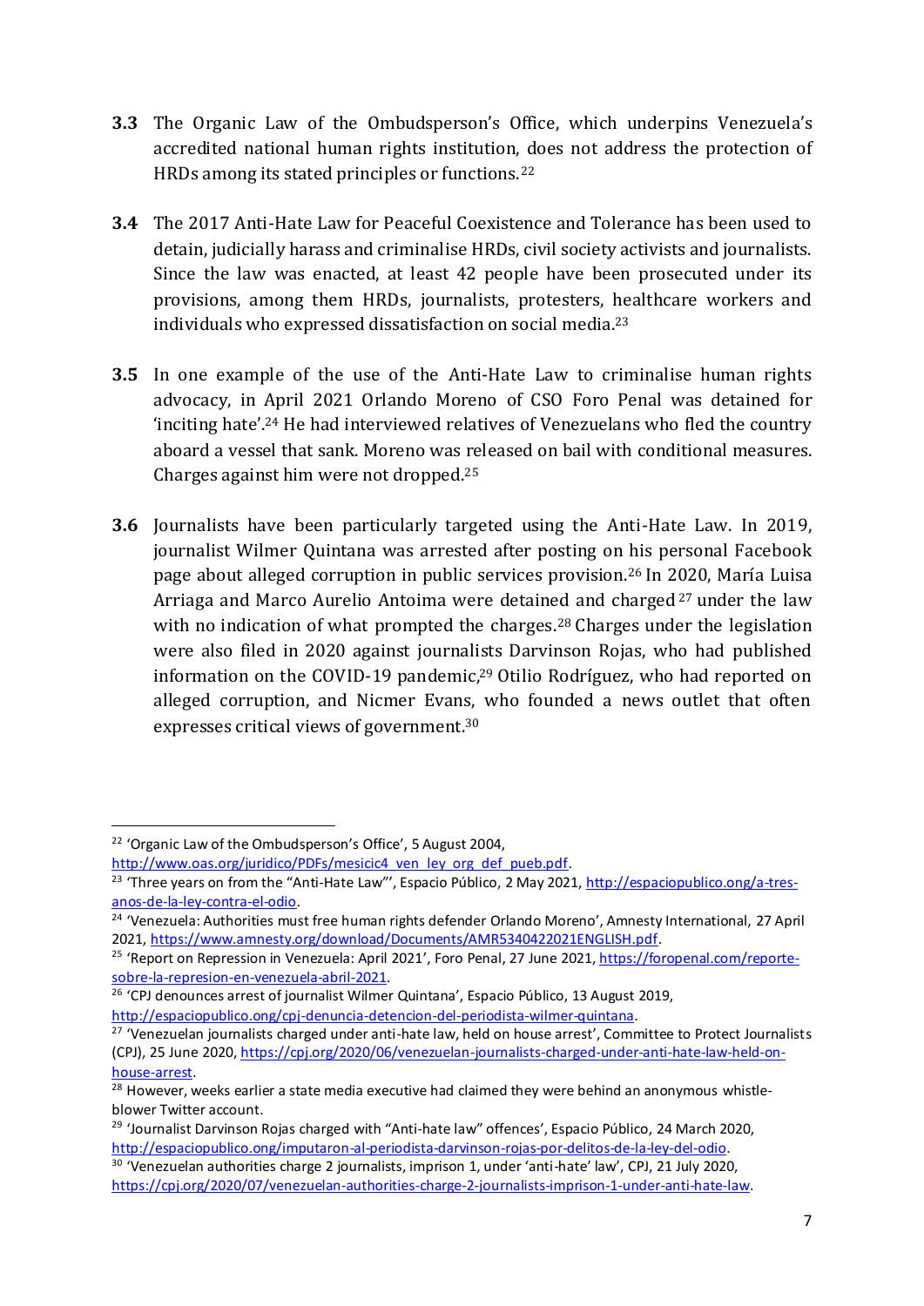**3.3** The Organic Law of the Ombudsperson's Office, which underpins Venezuela's accredited national human rights institution, does not address the protection of HRDs among its stated principles or functions.[22]

**3.4** The 2017 Anti-Hate Law for Peaceful Coexistence and Tolerance has been used to detain, judicially harass and criminalise HRDs, civil society activists and journalists. Since the law was enacted, at least 42 people have been prosecuted under its provisions, among them HRDs, journalists, protesters, healthcare workers and individuals who expressed dissatisfaction on social media.[23]

**3.5** In one example of the use of the Anti-Hate Law to criminalise human rights advocacy, in April 2021 Orlando Moreno of CSO Foro Penal was detained for 'inciting hate'.[24] He had interviewed relatives of Venezuelans who fled the country aboard a vessel that sank. Moreno was released on bail with conditional measures. Charges against him were not dropped.[25]

**3.6** Journalists have been particularly targeted using the Anti-Hate Law. In 2019, journalist Wilmer Quintana was arrested after posting on his personal Facebook page about alleged corruption in public services provision.[26] In 2020, María Luisa Arriaga and Marco Aurelio Antoima were detained and charged[27] under the law with no indication of what prompted the charges.[28] Charges under the legislation were also filed in 2020 against journalists Darvinson Rojas, who had published information on the COVID-19 pandemic,[29] Otilio Rodríguez, who had reported on alleged corruption, and Nicmer Evans, who founded a news outlet that often expresses critical views of government.[30]

---

[22] 'Organic Law of the Ombudsperson's Office', 5 August 2004, http://www.oas.org/juridico/PDFs/mesicic4_ven_ley_org_def_pueb.pdf.

[23] 'Three years on from the "Anti-Hate Law"', Espacio Público, 2 May 2021, http://espaciopublico.ong/a-tres-anos-de-la-ley-contra-el-odio.

[24] 'Venezuela: Authorities must free human rights defender Orlando Moreno', Amnesty International, 27 April 2021, https://www.amnesty.org/download/Documents/AMR5340422021ENGLISH.pdf.

[25] 'Report on Repression in Venezuela: April 2021', Foro Penal, 27 June 2021, https://foropenal.com/reporte-sobre-la-represion-en-venezuela-abril-2021.

[26] 'CPJ denounces arrest of journalist Wilmer Quintana', Espacio Público, 13 August 2019, http://espaciopublico.ong/cpj-denuncia-detencion-del-periodista-wilmer-quintana.

[27] 'Venezuelan journalists charged under anti-hate law, held on house arrest', Committee to Protect Journalists (CPJ), 25 June 2020, https://cpj.org/2020/06/venezuelan-journalists-charged-under-anti-hate-law-held-on-house-arrest.

[28] However, weeks earlier a state media executive had claimed they were behind an anonymous whistle-blower Twitter account.

[29] 'Journalist Darvinson Rojas charged with "Anti-hate law" offences', Espacio Público, 24 March 2020, http://espaciopublico.ong/imputaron-al-periodista-darvinson-rojas-por-delitos-de-la-ley-del-odio.

[30] 'Venezuelan authorities charge 2 journalists, imprison 1, under 'anti-hate' law', CPJ, 21 July 2020, https://cpj.org/2020/07/venezuelan-authorities-charge-2-journalists-imprison-1-under-anti-hate-law.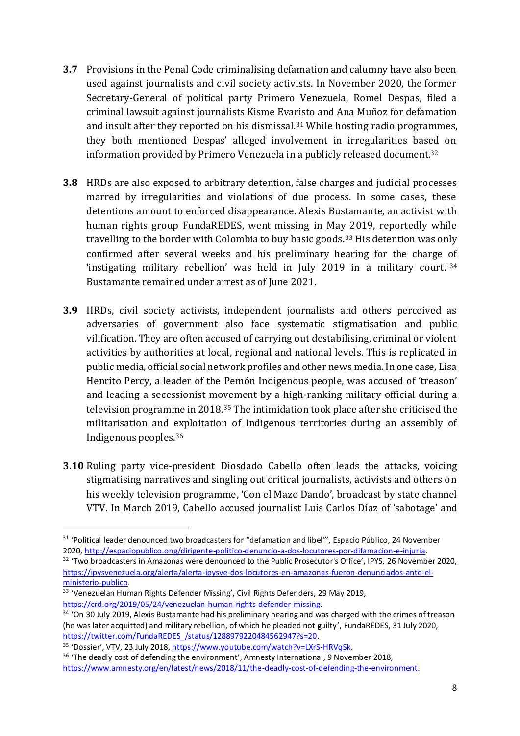**3.7** Provisions in the Penal Code criminalising defamation and calumny have also been used against journalists and civil society activists. In November 2020, the former Secretary-General of political party Primero Venezuela, Romel Despas, filed a criminal lawsuit against journalists Kisme Evaristo and Ana Muñoz for defamation and insult after they reported on his dismissal.[31] While hosting radio programmes, they both mentioned Despas' alleged involvement in irregularities based on information provided by Primero Venezuela in a publicly released document.[32]

**3.8** HRDs are also exposed to arbitrary detention, false charges and judicial processes marred by irregularities and violations of due process. In some cases, these detentions amount to enforced disappearance. Alexis Bustamante, an activist with human rights group FundaREDES, went missing in May 2019, reportedly while travelling to the border with Colombia to buy basic goods.[33] His detention was only confirmed after several weeks and his preliminary hearing for the charge of 'instigating military rebellion' was held in July 2019 in a military court.[34] Bustamante remained under arrest as of June 2021.

**3.9** HRDs, civil society activists, independent journalists and others perceived as adversaries of government also face systematic stigmatisation and public vilification. They are often accused of carrying out destabilising, criminal or violent activities by authorities at local, regional and national levels. This is replicated in public media, official social network profiles and other news media. In one case, Lisa Henrito Percy, a leader of the Pemón Indigenous people, was accused of 'treason' and leading a secessionist movement by a high-ranking military official during a television programme in 2018.[35] The intimidation took place after she criticised the militarisation and exploitation of Indigenous territories during an assembly of Indigenous peoples.[36]

**3.10** Ruling party vice-president Diosdado Cabello often leads the attacks, voicing stigmatising narratives and singling out critical journalists, activists and others on his weekly television programme, 'Con el Mazo Dando', broadcast by state channel VTV. In March 2019, Cabello accused journalist Luis Carlos Díaz of 'sabotage' and

---

[31] 'Political leader denounced two broadcasters for "defamation and libel"', Espacio Público, 24 November 2020, http://espaciopublico.ong/dirigente-politico-denuncio-a-dos-locutores-por-difamacion-e-injuria.

[32] 'Two broadcasters in Amazonas were denounced to the Public Prosecutor's Office', IPYS, 26 November 2020, https://ipysvenezuela.org/alerta/alerta-ipysve-dos-locutores-en-amazonas-fueron-denunciados-ante-el-ministerio-publico.

[33] 'Venezuelan Human Rights Defender Missing', Civil Rights Defenders, 29 May 2019, https://crd.org/2019/05/24/venezuelan-human-rights-defender-missing.

[34] 'On 30 July 2019, Alexis Bustamante had his preliminary hearing and was charged with the crimes of treason (he was later acquitted) and military rebellion, of which he pleaded not guilty', FundaREDES, 31 July 2020, https://twitter.com/FundaREDES_/status/1288979220484562947?s=20.

[35] 'Dossier', VTV, 23 July 2018, https://www.youtube.com/watch?v=LXrS-HRVqSk.

[36] 'The deadly cost of defending the environment', Amnesty International, 9 November 2018, https://www.amnesty.org/en/latest/news/2018/11/the-deadly-cost-of-defending-the-environment.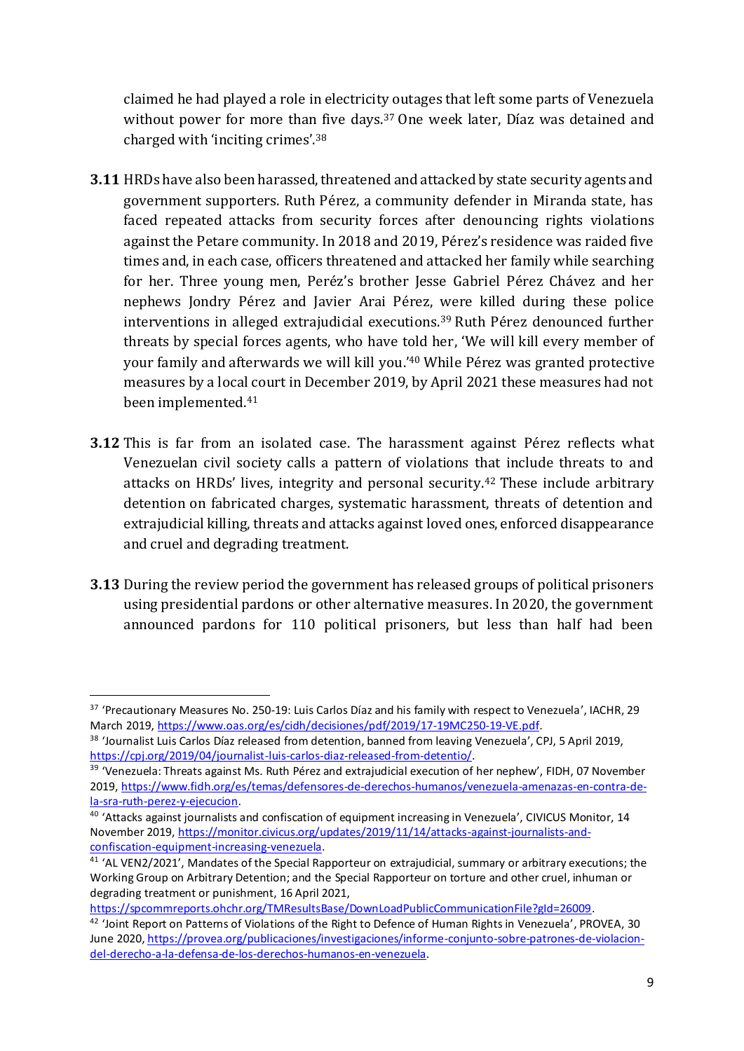claimed he had played a role in electricity outages that left some parts of Venezuela without power for more than five days.[37] One week later, Díaz was detained and charged with 'inciting crimes'.[38]

**3.11** HRDs have also been harassed, threatened and attacked by state security agents and government supporters. Ruth Pérez, a community defender in Miranda state, has faced repeated attacks from security forces after denouncing rights violations against the Petare community. In 2018 and 2019, Pérez's residence was raided five times and, in each case, officers threatened and attacked her family while searching for her. Three young men, Peréz's brother Jesse Gabriel Pérez Chávez and her nephews Jondry Pérez and Javier Arai Pérez, were killed during these police interventions in alleged extrajudicial executions.[39] Ruth Pérez denounced further threats by special forces agents, who have told her, 'We will kill every member of your family and afterwards we will kill you.'[40] While Pérez was granted protective measures by a local court in December 2019, by April 2021 these measures had not been implemented.[41]

**3.12** This is far from an isolated case. The harassment against Pérez reflects what Venezuelan civil society calls a pattern of violations that include threats to and attacks on HRDs' lives, integrity and personal security.[42] These include arbitrary detention on fabricated charges, systematic harassment, threats of detention and extrajudicial killing, threats and attacks against loved ones, enforced disappearance and cruel and degrading treatment.

**3.13** During the review period the government has released groups of political prisoners using presidential pardons or other alternative measures. In 2020, the government announced pardons for 110 political prisoners, but less than half had been

---

[37] 'Precautionary Measures No. 250-19: Luis Carlos Díaz and his family with respect to Venezuela', IACHR, 29 March 2019, https://www.oas.org/es/cidh/decisiones/pdf/2019/17-19MC250-19-VE.pdf.

[38] 'Journalist Luis Carlos Díaz released from detention, banned from leaving Venezuela', CPJ, 5 April 2019, https://cpj.org/2019/04/journalist-luis-carlos-diaz-released-from-detentio/.

[39] 'Venezuela: Threats against Ms. Ruth Pérez and extrajudicial execution of her nephew', FIDH, 07 November 2019, https://www.fidh.org/es/temas/defensores-de-derechos-humanos/venezuela-amenazas-en-contra-de-la-sra-ruth-perez-y-ejecucion.

[40] 'Attacks against journalists and confiscation of equipment increasing in Venezuela', CIVICUS Monitor, 14 November 2019, https://monitor.civicus.org/updates/2019/11/14/attacks-against-journalists-and-confiscation-equipment-increasing-venezuela.

[41] 'AL VEN2/2021', Mandates of the Special Rapporteur on extrajudicial, summary or arbitrary executions; the Working Group on Arbitrary Detention; and the Special Rapporteur on torture and other cruel, inhuman or degrading treatment or punishment, 16 April 2021, https://spcommreports.ohchr.org/TMResultsBase/DownLoadPublicCommunicationFile?gId=26009.

[42] 'Joint Report on Patterns of Violations of the Right to Defence of Human Rights in Venezuela', PROVEA, 30 June 2020, https://provea.org/publicaciones/investigaciones/informe-conjunto-sobre-patrones-de-violacion-del-derecho-a-la-defensa-de-los-derechos-humanos-en-venezuela.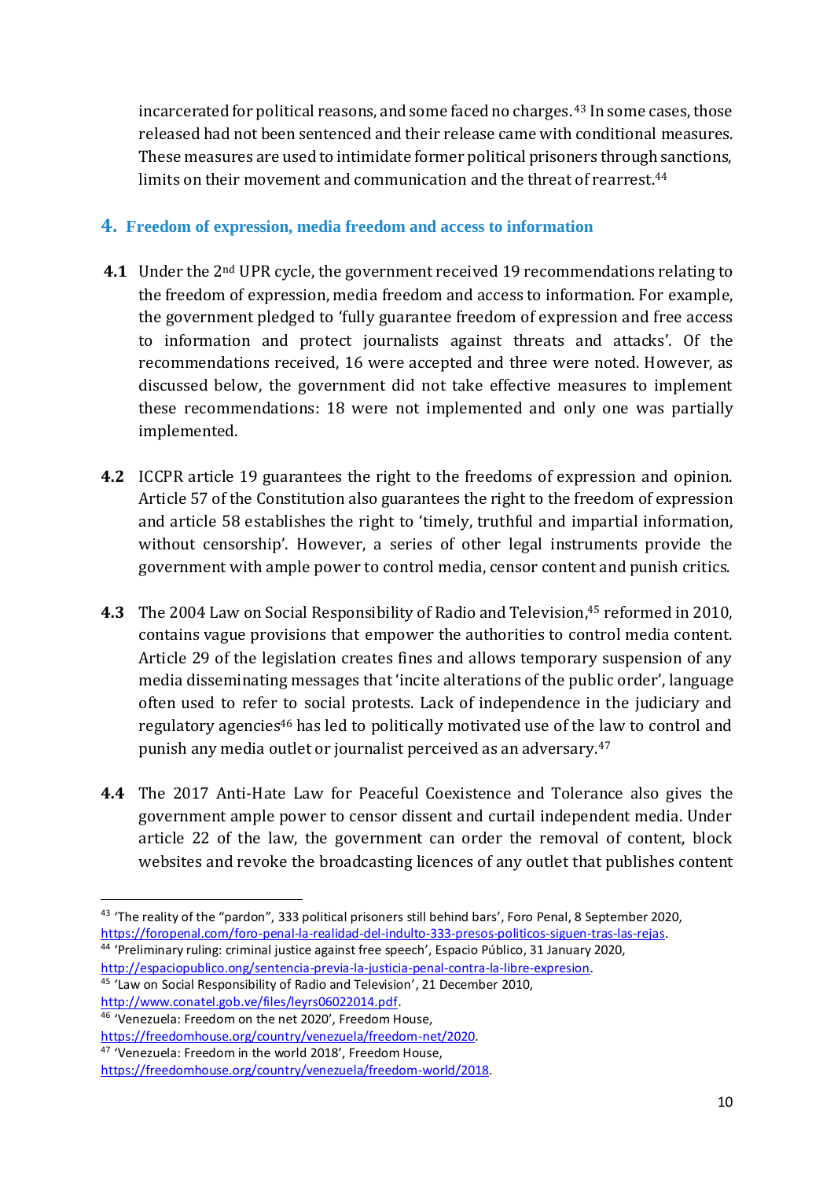incarcerated for political reasons, and some faced no charges.[43] In some cases, those released had not been sentenced and their release came with conditional measures. These measures are used to intimidate former political prisoners through sanctions, limits on their movement and communication and the threat of rearrest.[44]

## 4. Freedom of expression, media freedom and access to information

**4.1** Under the 2nd UPR cycle, the government received 19 recommendations relating to the freedom of expression, media freedom and access to information. For example, the government pledged to 'fully guarantee freedom of expression and free access to information and protect journalists against threats and attacks'. Of the recommendations received, 16 were accepted and three were noted. However, as discussed below, the government did not take effective measures to implement these recommendations: 18 were not implemented and only one was partially implemented.

**4.2** ICCPR article 19 guarantees the right to the freedoms of expression and opinion. Article 57 of the Constitution also guarantees the right to the freedom of expression and article 58 establishes the right to 'timely, truthful and impartial information, without censorship'. However, a series of other legal instruments provide the government with ample power to control media, censor content and punish critics.

**4.3** The 2004 Law on Social Responsibility of Radio and Television,[45] reformed in 2010, contains vague provisions that empower the authorities to control media content. Article 29 of the legislation creates fines and allows temporary suspension of any media disseminating messages that 'incite alterations of the public order', language often used to refer to social protests. Lack of independence in the judiciary and regulatory agencies[46] has led to politically motivated use of the law to control and punish any media outlet or journalist perceived as an adversary.[47]

**4.4** The 2017 Anti-Hate Law for Peaceful Coexistence and Tolerance also gives the government ample power to censor dissent and curtail independent media. Under article 22 of the law, the government can order the removal of content, block websites and revoke the broadcasting licences of any outlet that publishes content

---

[43] 'The reality of the "pardon", 333 political prisoners still behind bars', Foro Penal, 8 September 2020, https://foropenal.com/foro-penal-la-realidad-del-indulto-333-presos-politicos-siguen-tras-las-rejas.

[44] 'Preliminary ruling: criminal justice against free speech', Espacio Público, 31 January 2020, http://espaciopublico.ong/sentencia-previa-la-justicia-penal-contra-la-libre-expresion.

[45] 'Law on Social Responsibility of Radio and Television', 21 December 2010, http://www.conatel.gob.ve/files/leyrs06022014.pdf.

[46] 'Venezuela: Freedom on the net 2020', Freedom House, https://freedomhouse.org/country/venezuela/freedom-net/2020.

[47] 'Venezuela: Freedom in the world 2018', Freedom House, https://freedomhouse.org/country/venezuela/freedom-world/2018.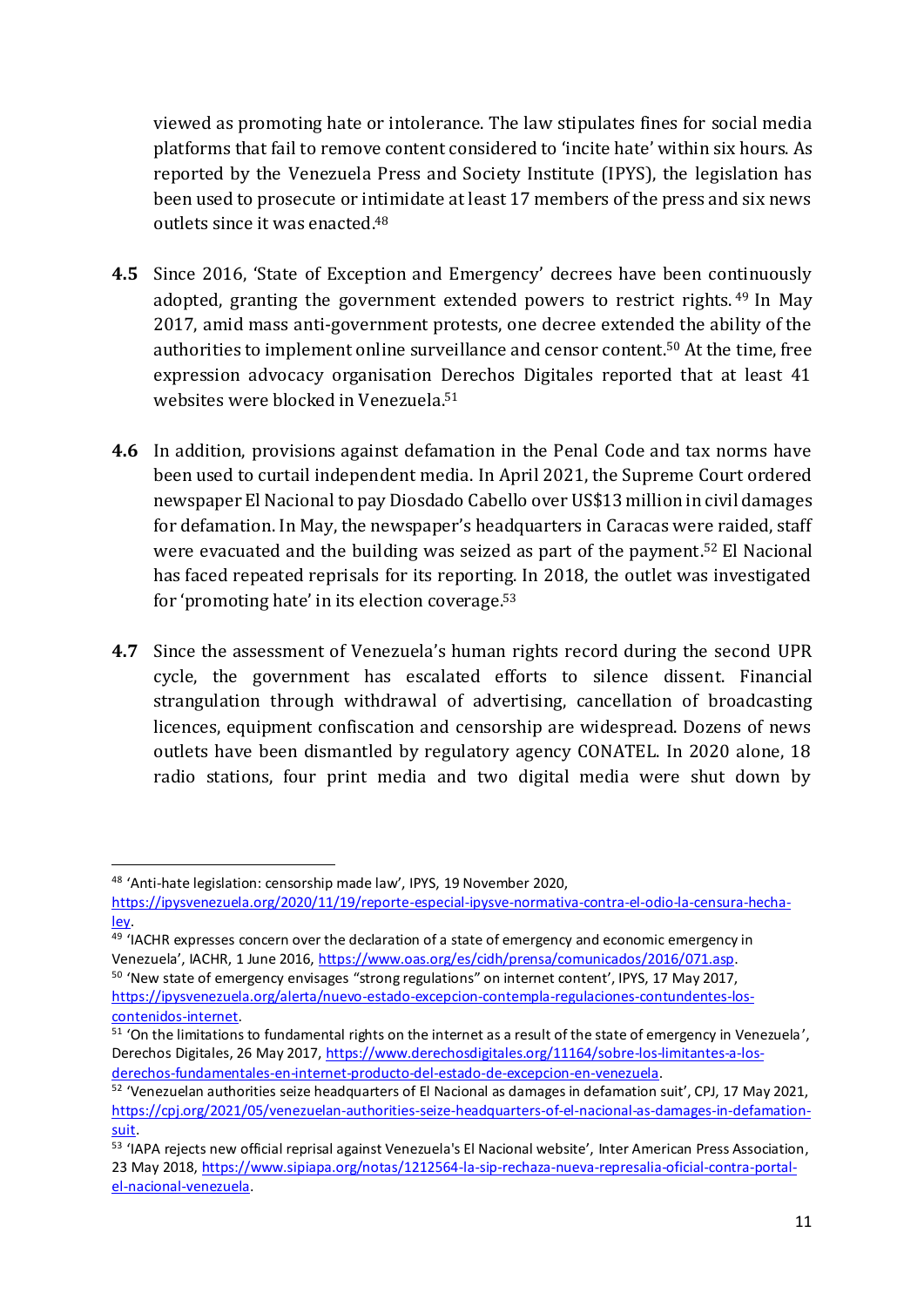viewed as promoting hate or intolerance. The law stipulates fines for social media platforms that fail to remove content considered to 'incite hate' within six hours. As reported by the Venezuela Press and Society Institute (IPYS), the legislation has been used to prosecute or intimidate at least 17 members of the press and six news outlets since it was enacted.[48]

**4.5** Since 2016, 'State of Exception and Emergency' decrees have been continuously adopted, granting the government extended powers to restrict rights.[49] In May 2017, amid mass anti-government protests, one decree extended the ability of the authorities to implement online surveillance and censor content.[50] At the time, free expression advocacy organisation Derechos Digitales reported that at least 41 websites were blocked in Venezuela.[51]

**4.6** In addition, provisions against defamation in the Penal Code and tax norms have been used to curtail independent media. In April 2021, the Supreme Court ordered newspaper El Nacional to pay Diosdado Cabello over US$13 million in civil damages for defamation. In May, the newspaper's headquarters in Caracas were raided, staff were evacuated and the building was seized as part of the payment.[52] El Nacional has faced repeated reprisals for its reporting. In 2018, the outlet was investigated for 'promoting hate' in its election coverage.[53]

**4.7** Since the assessment of Venezuela's human rights record during the second UPR cycle, the government has escalated efforts to silence dissent. Financial strangulation through withdrawal of advertising, cancellation of broadcasting licences, equipment confiscation and censorship are widespread. Dozens of news outlets have been dismantled by regulatory agency CONATEL. In 2020 alone, 18 radio stations, four print media and two digital media were shut down by

---

[48] 'Anti-hate legislation: censorship made law', IPYS, 19 November 2020, https://ipysvenezuela.org/2020/11/19/reporte-especial-ipysve-normativa-contra-el-odio-la-censura-hecha-ley.

[49] 'IACHR expresses concern over the declaration of a state of emergency and economic emergency in Venezuela', IACHR, 1 June 2016, https://www.oas.org/es/cidh/prensa/comunicados/2016/071.asp.

[50] 'New state of emergency envisages "strong regulations" on internet content', IPYS, 17 May 2017, https://ipysvenezuela.org/alerta/nuevo-estado-excepcion-contempla-regulaciones-contundentes-los-contenidos-internet.

[51] 'On the limitations to fundamental rights on the internet as a result of the state of emergency in Venezuela', Derechos Digitales, 26 May 2017, https://www.derechosdigitales.org/11164/sobre-los-limitantes-a-los-derechos-fundamentales-en-internet-producto-del-estado-de-excepcion-en-venezuela.

[52] 'Venezuelan authorities seize headquarters of El Nacional as damages in defamation suit', CPJ, 17 May 2021, https://cpj.org/2021/05/venezuelan-authorities-seize-headquarters-of-el-nacional-as-damages-in-defamation-suit.

[53] 'IAPA rejects new official reprisal against Venezuela's El Nacional website', Inter American Press Association, 23 May 2018, https://www.sipiapa.org/notas/1212564-la-sip-rechaza-nueva-represalia-oficial-contra-portal-el-nacional-venezuela.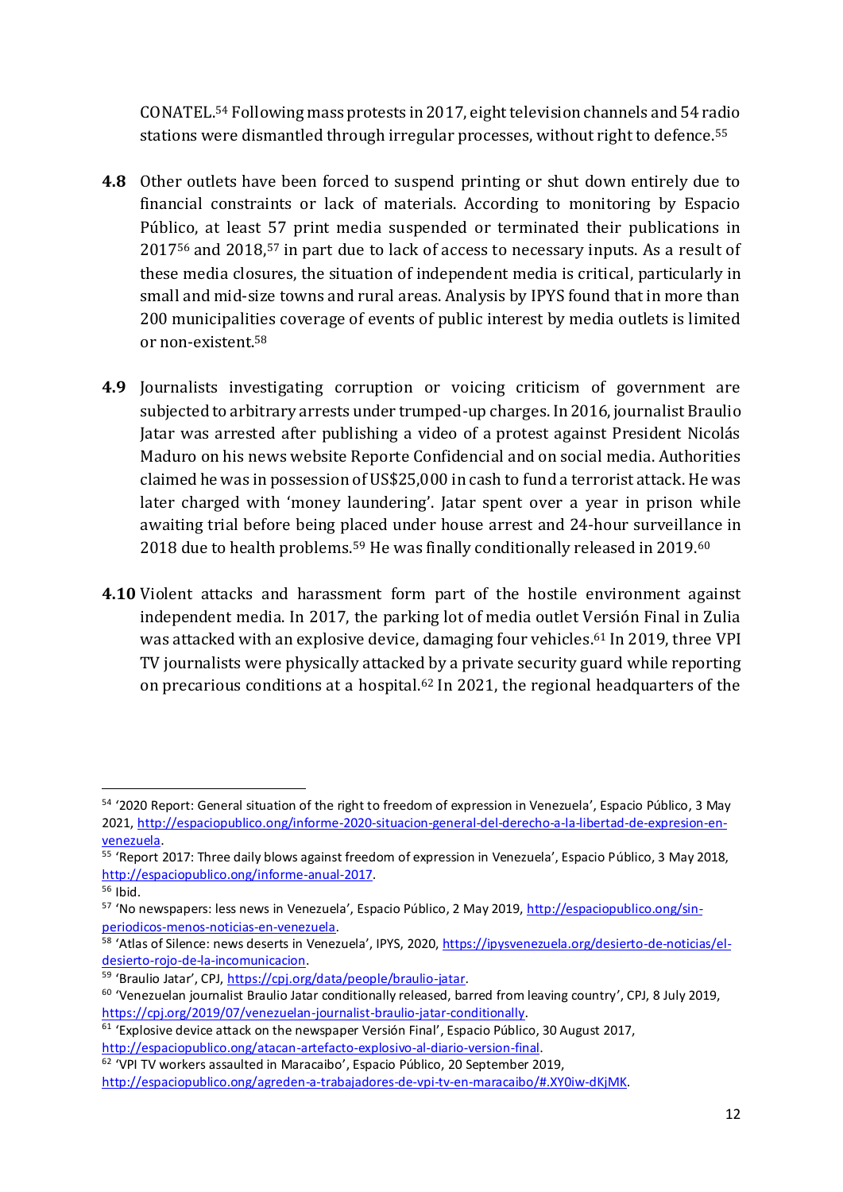CONATEL.[54] Following mass protests in 2017, eight television channels and 54 radio stations were dismantled through irregular processes, without right to defence.[55]

**4.8** Other outlets have been forced to suspend printing or shut down entirely due to financial constraints or lack of materials. According to monitoring by Espacio Público, at least 57 print media suspended or terminated their publications in 2017[56] and 2018,[57] in part due to lack of access to necessary inputs. As a result of these media closures, the situation of independent media is critical, particularly in small and mid-size towns and rural areas. Analysis by IPYS found that in more than 200 municipalities coverage of events of public interest by media outlets is limited or non-existent.[58]

**4.9** Journalists investigating corruption or voicing criticism of government are subjected to arbitrary arrests under trumped-up charges. In 2016, journalist Braulio Jatar was arrested after publishing a video of a protest against President Nicolás Maduro on his news website Reporte Confidencial and on social media. Authorities claimed he was in possession of US$25,000 in cash to fund a terrorist attack. He was later charged with 'money laundering'. Jatar spent over a year in prison while awaiting trial before being placed under house arrest and 24-hour surveillance in 2018 due to health problems.[59] He was finally conditionally released in 2019.[60]

**4.10** Violent attacks and harassment form part of the hostile environment against independent media. In 2017, the parking lot of media outlet Versión Final in Zulia was attacked with an explosive device, damaging four vehicles.[61] In 2019, three VPI TV journalists were physically attacked by a private security guard while reporting on precarious conditions at a hospital.[62] In 2021, the regional headquarters of the

---

[54] '2020 Report: General situation of the right to freedom of expression in Venezuela', Espacio Público, 3 May 2021, http://espaciopublico.ong/informe-2020-situacion-general-del-derecho-a-la-libertad-de-expresion-en-venezuela.

[55] 'Report 2017: Three daily blows against freedom of expression in Venezuela', Espacio Público, 3 May 2018, http://espaciopublico.ong/informe-anual-2017.

[56] Ibid.

[57] 'No newspapers: less news in Venezuela', Espacio Público, 2 May 2019, http://espaciopublico.ong/sin-periodicos-menos-noticias-en-venezuela.

[58] 'Atlas of Silence: news deserts in Venezuela', IPYS, 2020, https://ipysvenezuela.org/desierto-de-noticias/el-desierto-rojo-de-la-incomunicacion.

[59] 'Braulio Jatar', CPJ, https://cpj.org/data/people/braulio-jatar.

[60] 'Venezuelan journalist Braulio Jatar conditionally released, barred from leaving country', CPJ, 8 July 2019, https://cpj.org/2019/07/venezuelan-journalist-braulio-jatar-conditionally.

[61] 'Explosive device attack on the newspaper Versión Final', Espacio Público, 30 August 2017, http://espaciopublico.ong/atacan-artefacto-explosivo-al-diario-version-final.

[62] 'VPI TV workers assaulted in Maracaibo', Espacio Público, 20 September 2019, http://espaciopublico.ong/agreden-a-trabajadores-de-vpi-tv-en-maracaibo/#.XY0iw-dKjMK.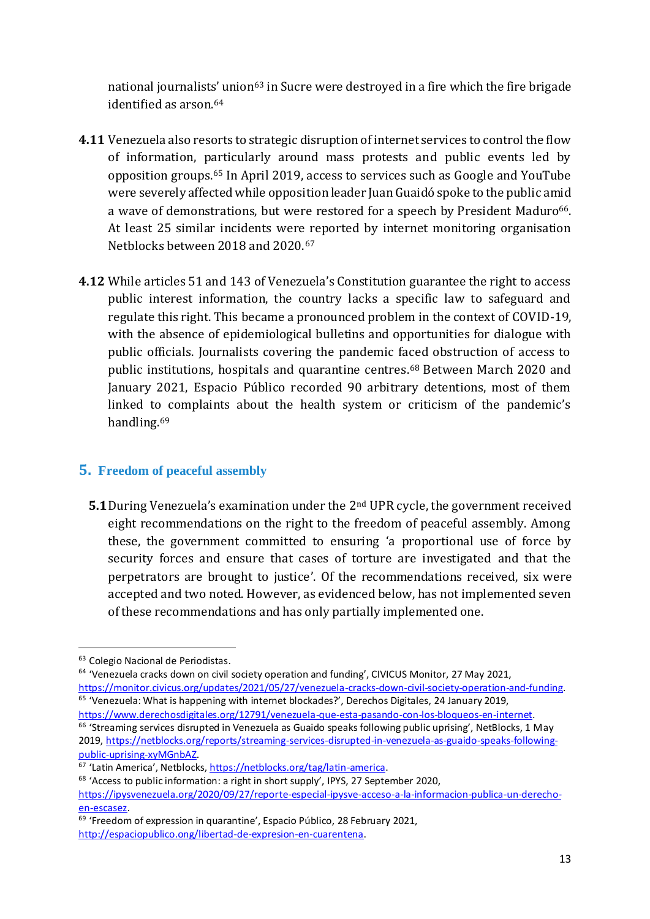national journalists' union[63] in Sucre were destroyed in a fire which the fire brigade identified as arson.[64]

**4.11** Venezuela also resorts to strategic disruption of internet services to control the flow of information, particularly around mass protests and public events led by opposition groups.[65] In April 2019, access to services such as Google and YouTube were severely affected while opposition leader Juan Guaidó spoke to the public amid a wave of demonstrations, but were restored for a speech by President Maduro[66]. At least 25 similar incidents were reported by internet monitoring organisation Netblocks between 2018 and 2020.[67]

**4.12** While articles 51 and 143 of Venezuela's Constitution guarantee the right to access public interest information, the country lacks a specific law to safeguard and regulate this right. This became a pronounced problem in the context of COVID-19, with the absence of epidemiological bulletins and opportunities for dialogue with public officials. Journalists covering the pandemic faced obstruction of access to public institutions, hospitals and quarantine centres.[68] Between March 2020 and January 2021, Espacio Público recorded 90 arbitrary detentions, most of them linked to complaints about the health system or criticism of the pandemic's handling.[69]

## 5. Freedom of peaceful assembly

**5.1** During Venezuela's examination under the 2nd UPR cycle, the government received eight recommendations on the right to the freedom of peaceful assembly. Among these, the government committed to ensuring 'a proportional use of force by security forces and ensure that cases of torture are investigated and that the perpetrators are brought to justice'. Of the recommendations received, six were accepted and two noted. However, as evidenced below, has not implemented seven of these recommendations and has only partially implemented one.

---

[63] Colegio Nacional de Periodistas.

[64] 'Venezuela cracks down on civil society operation and funding', CIVICUS Monitor, 27 May 2021, https://monitor.civicus.org/updates/2021/05/27/venezuela-cracks-down-civil-society-operation-and-funding.

[65] 'Venezuela: What is happening with internet blockades?', Derechos Digitales, 24 January 2019, https://www.derechosdigitales.org/12791/venezuela-que-esta-pasando-con-los-bloqueos-en-internet.

[66] 'Streaming services disrupted in Venezuela as Guaido speaks following public uprising', NetBlocks, 1 May 2019, https://netblocks.org/reports/streaming-services-disrupted-in-venezuela-as-guaido-speaks-following-public-uprising-xyMGnbAZ.

[67] 'Latin America', Netblocks, https://netblocks.org/tag/latin-america.

[68] 'Access to public information: a right in short supply', IPYS, 27 September 2020, https://ipysvenezuela.org/2020/09/27/reporte-especial-ipysve-acceso-a-la-informacion-publica-un-derecho-en-escasez.

[69] 'Freedom of expression in quarantine', Espacio Público, 28 February 2021, http://espaciopublico.ong/libertad-de-expresion-en-cuarentena.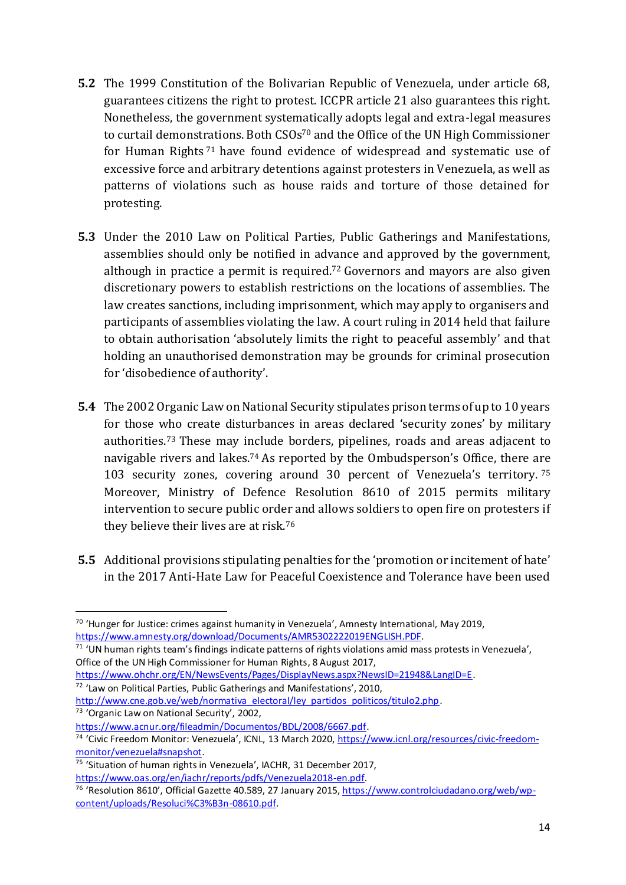**5.2** The 1999 Constitution of the Bolivarian Republic of Venezuela, under article 68, guarantees citizens the right to protest. ICCPR article 21 also guarantees this right. Nonetheless, the government systematically adopts legal and extra-legal measures to curtail demonstrations. Both CSOs[70] and the Office of the UN High Commissioner for Human Rights[71] have found evidence of widespread and systematic use of excessive force and arbitrary detentions against protesters in Venezuela, as well as patterns of violations such as house raids and torture of those detained for protesting.

**5.3** Under the 2010 Law on Political Parties, Public Gatherings and Manifestations, assemblies should only be notified in advance and approved by the government, although in practice a permit is required.[72] Governors and mayors are also given discretionary powers to establish restrictions on the locations of assemblies. The law creates sanctions, including imprisonment, which may apply to organisers and participants of assemblies violating the law. A court ruling in 2014 held that failure to obtain authorisation 'absolutely limits the right to peaceful assembly' and that holding an unauthorised demonstration may be grounds for criminal prosecution for 'disobedience of authority'.

**5.4** The 2002 Organic Law on National Security stipulates prison terms of up to 10 years for those who create disturbances in areas declared 'security zones' by military authorities.[73] These may include borders, pipelines, roads and areas adjacent to navigable rivers and lakes.[74] As reported by the Ombudsperson's Office, there are 103 security zones, covering around 30 percent of Venezuela's territory.[75] Moreover, Ministry of Defence Resolution 8610 of 2015 permits military intervention to secure public order and allows soldiers to open fire on protesters if they believe their lives are at risk.[76]

**5.5** Additional provisions stipulating penalties for the 'promotion or incitement of hate' in the 2017 Anti-Hate Law for Peaceful Coexistence and Tolerance have been used

---

[70] 'Hunger for Justice: crimes against humanity in Venezuela', Amnesty International, May 2019, https://www.amnesty.org/download/Documents/AMR5302222019ENGLISH.PDF.

[71] 'UN human rights team's findings indicate patterns of rights violations amid mass protests in Venezuela', Office of the UN High Commissioner for Human Rights, 8 August 2017, https://www.ohchr.org/EN/NewsEvents/Pages/DisplayNews.aspx?NewsID=21948&LangID=E.

[72] 'Law on Political Parties, Public Gatherings and Manifestations', 2010, http://www.cne.gob.ve/web/normativa_electoral/ley_partidos_politicos/titulo2.php.

[73] 'Organic Law on National Security', 2002, https://www.acnur.org/fileadmin/Documentos/BDL/2008/6667.pdf.

[74] 'Civic Freedom Monitor: Venezuela', ICNL, 13 March 2020, https://www.icnl.org/resources/civic-freedom-monitor/venezuela#snapshot.

[75] 'Situation of human rights in Venezuela', IACHR, 31 December 2017, https://www.oas.org/en/iachr/reports/pdfs/Venezuela2018-en.pdf.

[76] 'Resolution 8610', Official Gazette 40.589, 27 January 2015, https://www.controlciudadano.org/web/wp-content/uploads/Resoluci%C3%B3n-08610.pdf.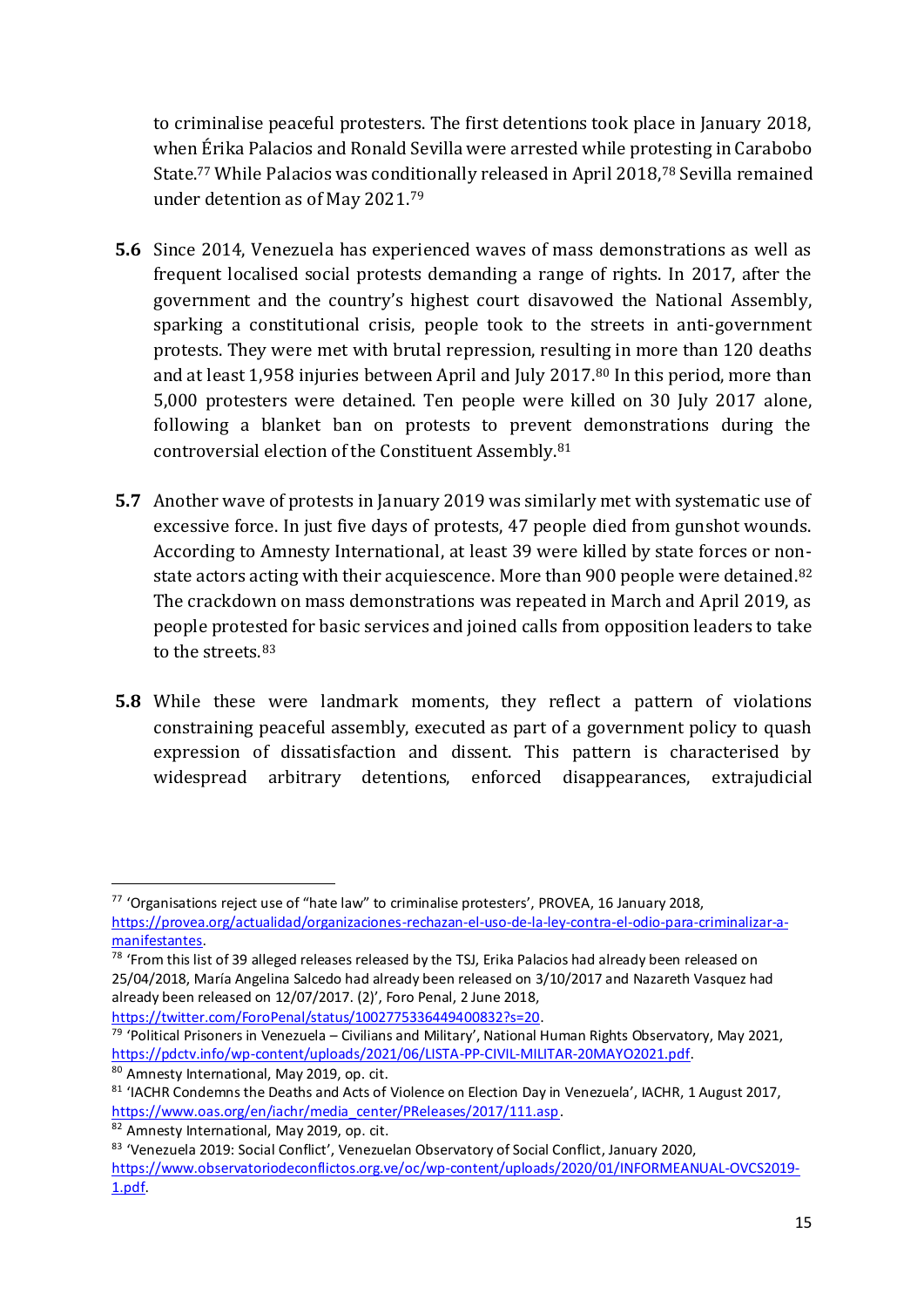to criminalise peaceful protesters. The first detentions took place in January 2018, when Érika Palacios and Ronald Sevilla were arrested while protesting in Carabobo State.[77] While Palacios was conditionally released in April 2018,[78] Sevilla remained under detention as of May 2021.[79]

**5.6** Since 2014, Venezuela has experienced waves of mass demonstrations as well as frequent localised social protests demanding a range of rights. In 2017, after the government and the country's highest court disavowed the National Assembly, sparking a constitutional crisis, people took to the streets in anti-government protests. They were met with brutal repression, resulting in more than 120 deaths and at least 1,958 injuries between April and July 2017.[80] In this period, more than 5,000 protesters were detained. Ten people were killed on 30 July 2017 alone, following a blanket ban on protests to prevent demonstrations during the controversial election of the Constituent Assembly.[81]

**5.7** Another wave of protests in January 2019 was similarly met with systematic use of excessive force. In just five days of protests, 47 people died from gunshot wounds. According to Amnesty International, at least 39 were killed by state forces or non-state actors acting with their acquiescence. More than 900 people were detained.[82] The crackdown on mass demonstrations was repeated in March and April 2019, as people protested for basic services and joined calls from opposition leaders to take to the streets.[83]

**5.8** While these were landmark moments, they reflect a pattern of violations constraining peaceful assembly, executed as part of a government policy to quash expression of dissatisfaction and dissent. This pattern is characterised by widespread arbitrary detentions, enforced disappearances, extrajudicial

---

[77] 'Organisations reject use of "hate law" to criminalise protesters', PROVEA, 16 January 2018, https://provea.org/actualidad/organizaciones-rechazan-el-uso-de-la-ley-contra-el-odio-para-criminalizar-a-manifestantes.

[78] 'From this list of 39 alleged releases released by the TSJ, Erika Palacios had already been released on 25/04/2018, María Angelina Salcedo had already been released on 3/10/2017 and Nazareth Vasquez had already been released on 12/07/2017. (2)', Foro Penal, 2 June 2018, https://twitter.com/ForoPenal/status/1002775336449400832?s=20.

[79] 'Political Prisoners in Venezuela – Civilians and Military', National Human Rights Observatory, May 2021, https://pdctv.info/wp-content/uploads/2021/06/LISTA-PP-CIVIL-MILITAR-20MAYO2021.pdf.

[80] Amnesty International, May 2019, op. cit.

[81] 'IACHR Condemns the Deaths and Acts of Violence on Election Day in Venezuela', IACHR, 1 August 2017, https://www.oas.org/en/iachr/media_center/PReleases/2017/111.asp.

[82] Amnesty International, May 2019, op. cit.

[83] 'Venezuela 2019: Social Conflict', Venezuelan Observatory of Social Conflict, January 2020, https://www.observatoriodeconflictos.org.ve/oc/wp-content/uploads/2020/01/INFORMEANUAL-OVCS2019-1.pdf.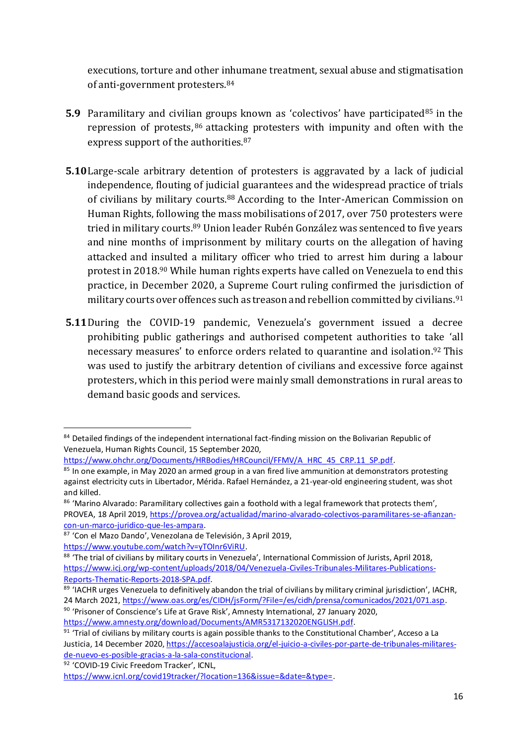executions, torture and other inhumane treatment, sexual abuse and stigmatisation of anti-government protesters.[84]

**5.9** Paramilitary and civilian groups known as 'colectivos' have participated[85] in the repression of protests,[86] attacking protesters with impunity and often with the express support of the authorities.[87]

**5.10** Large-scale arbitrary detention of protesters is aggravated by a lack of judicial independence, flouting of judicial guarantees and the widespread practice of trials of civilians by military courts.[88] According to the Inter-American Commission on Human Rights, following the mass mobilisations of 2017, over 750 protesters were tried in military courts.[89] Union leader Rubén González was sentenced to five years and nine months of imprisonment by military courts on the allegation of having attacked and insulted a military officer who tried to arrest him during a labour protest in 2018.[90] While human rights experts have called on Venezuela to end this practice, in December 2020, a Supreme Court ruling confirmed the jurisdiction of military courts over offences such as treason and rebellion committed by civilians.[91]

**5.11** During the COVID-19 pandemic, Venezuela's government issued a decree prohibiting public gatherings and authorised competent authorities to take 'all necessary measures' to enforce orders related to quarantine and isolation.[92] This was used to justify the arbitrary detention of civilians and excessive force against protesters, which in this period were mainly small demonstrations in rural areas to demand basic goods and services.

---

[84] Detailed findings of the independent international fact-finding mission on the Bolivarian Republic of Venezuela, Human Rights Council, 15 September 2020, https://www.ohchr.org/Documents/HRBodies/HRCouncil/FFMV/A_HRC_45_CRP.11_SP.pdf.

[85] In one example, in May 2020 an armed group in a van fired live ammunition at demonstrators protesting against electricity cuts in Libertador, Mérida. Rafael Hernández, a 21-year-old engineering student, was shot and killed.

[86] 'Marino Alvarado: Paramilitary collectives gain a foothold with a legal framework that protects them', PROVEA, 18 April 2019, https://provea.org/actualidad/marino-alvarado-colectivos-paramilitares-se-afianzan-con-un-marco-juridico-que-les-ampara.

[87] 'Con el Mazo Dando', Venezolana de Televisión, 3 April 2019, https://www.youtube.com/watch?v=yTOInr6ViRU.

[88] 'The trial of civilians by military courts in Venezuela', International Commission of Jurists, April 2018, https://www.icj.org/wp-content/uploads/2018/04/Venezuela-Civiles-Tribunales-Militares-Publications-Reports-Thematic-Reports-2018-SPA.pdf.

[89] 'IACHR urges Venezuela to definitively abandon the trial of civilians by military criminal jurisdiction', IACHR, 24 March 2021, https://www.oas.org/es/CIDH/jsForm/?File=/es/cidh/prensa/comunicados/2021/071.asp.

[90] 'Prisoner of Conscience's Life at Grave Risk', Amnesty International, 27 January 2020, https://www.amnesty.org/download/Documents/AMR5317132020ENGLISH.pdf.

[91] 'Trial of civilians by military courts is again possible thanks to the Constitutional Chamber', Acceso a La Justicia, 14 December 2020, https://accesoalajusticia.org/el-juicio-a-civiles-por-parte-de-tribunales-militares-de-nuevo-es-posible-gracias-a-la-sala-constitucional.

[92] 'COVID-19 Civic Freedom Tracker', ICNL, https://www.icnl.org/covid19tracker/?location=136&issue=&date=&type=.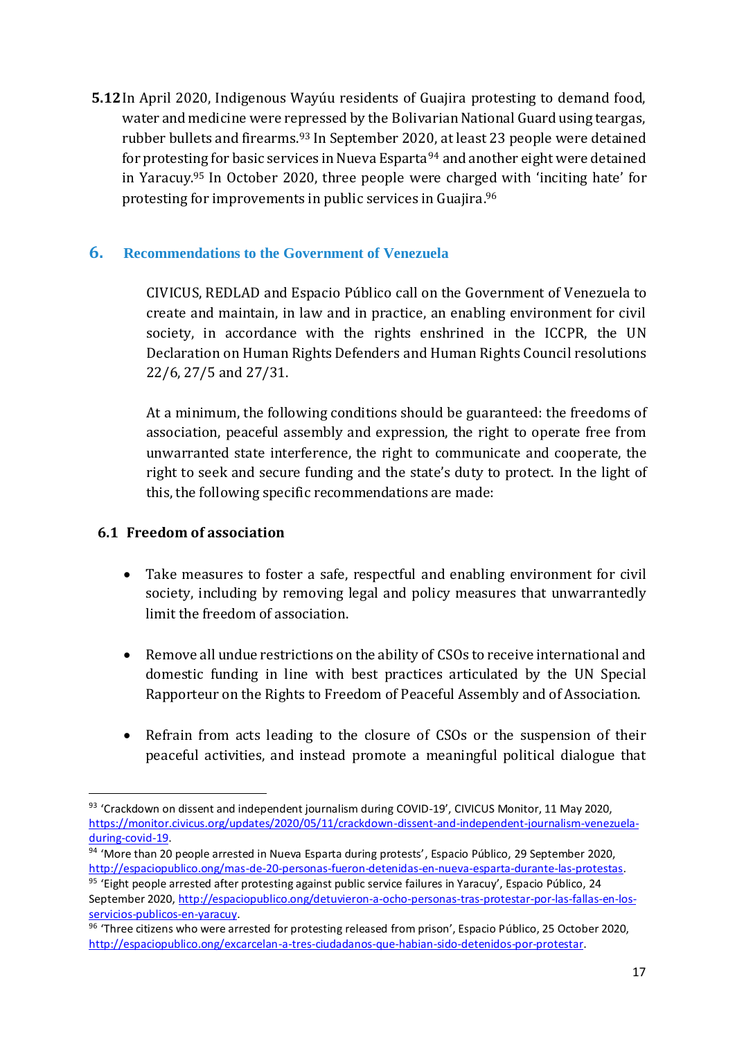**5.12** In April 2020, Indigenous Wayúu residents of Guajira protesting to demand food, water and medicine were repressed by the Bolivarian National Guard using teargas, rubber bullets and firearms.[93] In September 2020, at least 23 people were detained for protesting for basic services in Nueva Esparta[94] and another eight were detained in Yaracuy.[95] In October 2020, three people were charged with 'inciting hate' for protesting for improvements in public services in Guajira.[96]

## 6. Recommendations to the Government of Venezuela

CIVICUS, REDLAD and Espacio Público call on the Government of Venezuela to create and maintain, in law and in practice, an enabling environment for civil society, in accordance with the rights enshrined in the ICCPR, the UN Declaration on Human Rights Defenders and Human Rights Council resolutions 22/6, 27/5 and 27/31.

At a minimum, the following conditions should be guaranteed: the freedoms of association, peaceful assembly and expression, the right to operate free from unwarranted state interference, the right to communicate and cooperate, the right to seek and secure funding and the state's duty to protect. In the light of this, the following specific recommendations are made:

### 6.1 Freedom of association

- Take measures to foster a safe, respectful and enabling environment for civil society, including by removing legal and policy measures that unwarrantedly limit the freedom of association.
- Remove all undue restrictions on the ability of CSOs to receive international and domestic funding in line with best practices articulated by the UN Special Rapporteur on the Rights to Freedom of Peaceful Assembly and of Association.
- Refrain from acts leading to the closure of CSOs or the suspension of their peaceful activities, and instead promote a meaningful political dialogue that

---

[93] 'Crackdown on dissent and independent journalism during COVID-19', CIVICUS Monitor, 11 May 2020, https://monitor.civicus.org/updates/2020/05/11/crackdown-dissent-and-independent-journalism-venezuela-during-covid-19.

[94] 'More than 20 people arrested in Nueva Esparta during protests', Espacio Público, 29 September 2020, http://espaciopublico.ong/mas-de-20-personas-fueron-detenidas-en-nueva-esparta-durante-las-protestas.

[95] 'Eight people arrested after protesting against public service failures in Yaracuy', Espacio Público, 24 September 2020, http://espaciopublico.ong/detuvieron-a-ocho-personas-tras-protestar-por-las-fallas-en-los-servicios-publicos-en-yaracuy.

[96] 'Three citizens who were arrested for protesting released from prison', Espacio Público, 25 October 2020, http://espaciopublico.ong/excarcelan-a-tres-ciudadanos-que-habian-sido-detenidos-por-protestar.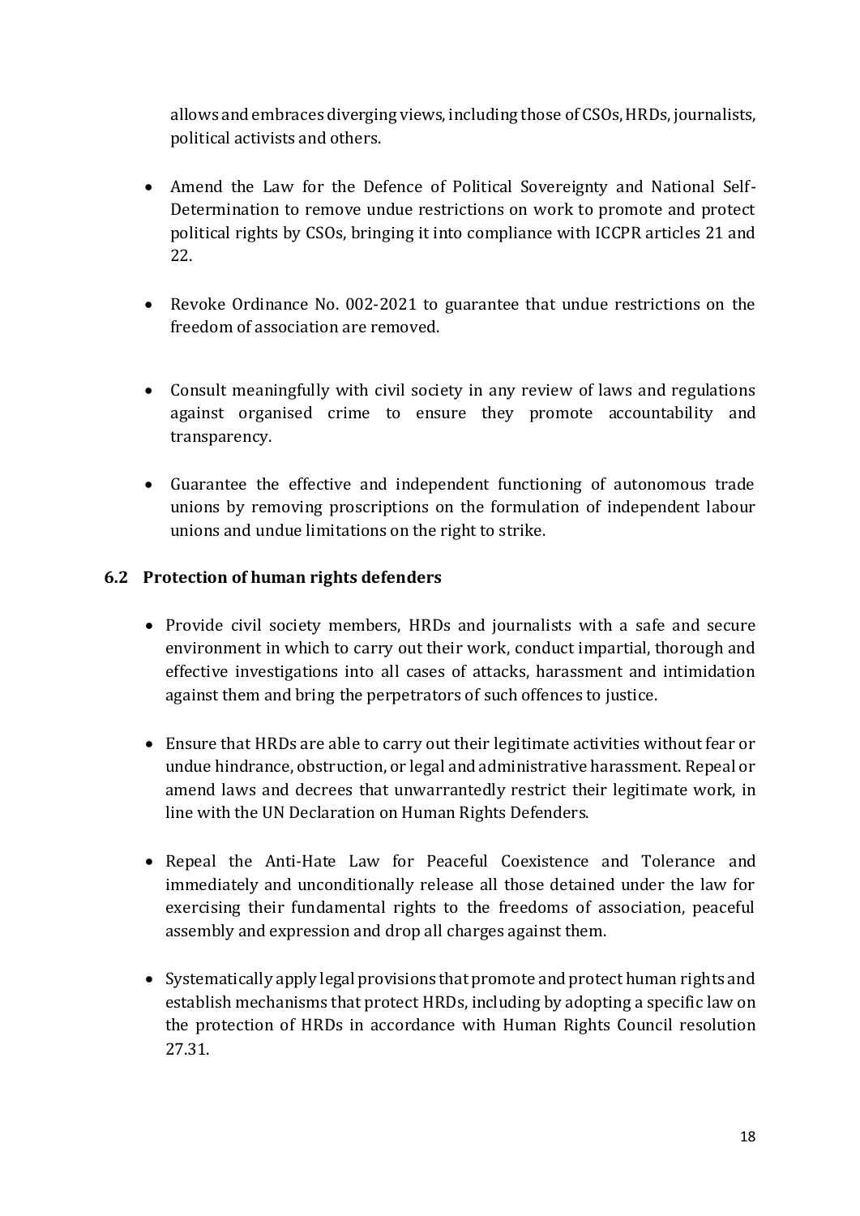allows and embraces diverging views, including those of CSOs, HRDs, journalists, political activists and others.

- Amend the Law for the Defence of Political Sovereignty and National Self-Determination to remove undue restrictions on work to promote and protect political rights by CSOs, bringing it into compliance with ICCPR articles 21 and 22.
- Revoke Ordinance No. 002-2021 to guarantee that undue restrictions on the freedom of association are removed.
- Consult meaningfully with civil society in any review of laws and regulations against organised crime to ensure they promote accountability and transparency.
- Guarantee the effective and independent functioning of autonomous trade unions by removing proscriptions on the formulation of independent labour unions and undue limitations on the right to strike.

### 6.2 Protection of human rights defenders

- Provide civil society members, HRDs and journalists with a safe and secure environment in which to carry out their work, conduct impartial, thorough and effective investigations into all cases of attacks, harassment and intimidation against them and bring the perpetrators of such offences to justice.
- Ensure that HRDs are able to carry out their legitimate activities without fear or undue hindrance, obstruction, or legal and administrative harassment. Repeal or amend laws and decrees that unwarrantedly restrict their legitimate work, in line with the UN Declaration on Human Rights Defenders.
- Repeal the Anti-Hate Law for Peaceful Coexistence and Tolerance and immediately and unconditionally release all those detained under the law for exercising their fundamental rights to the freedoms of association, peaceful assembly and expression and drop all charges against them.
- Systematically apply legal provisions that promote and protect human rights and establish mechanisms that protect HRDs, including by adopting a specific law on the protection of HRDs in accordance with Human Rights Council resolution 27.31.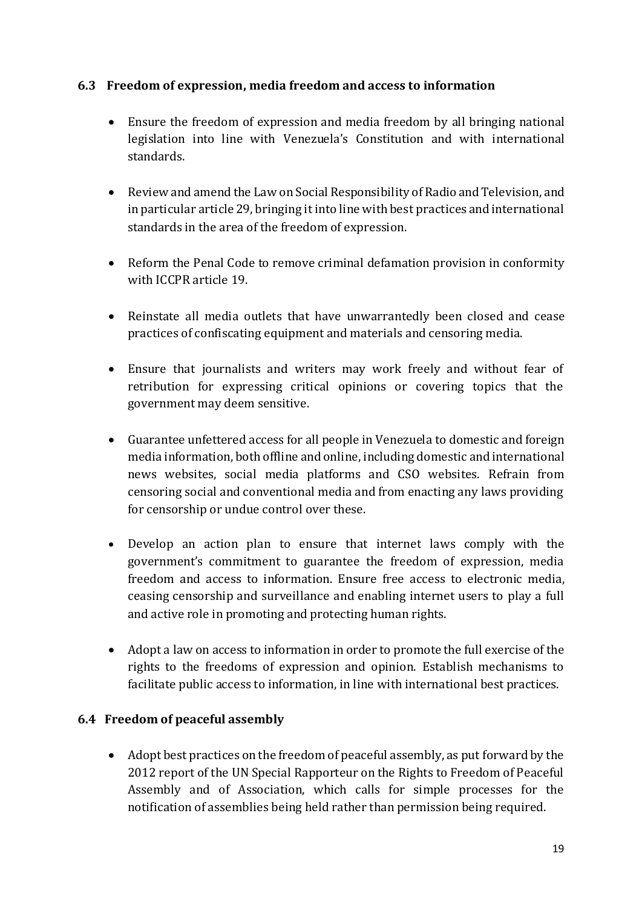### 6.3 Freedom of expression, media freedom and access to information

- Ensure the freedom of expression and media freedom by all bringing national legislation into line with Venezuela's Constitution and with international standards.
- Review and amend the Law on Social Responsibility of Radio and Television, and in particular article 29, bringing it into line with best practices and international standards in the area of the freedom of expression.
- Reform the Penal Code to remove criminal defamation provision in conformity with ICCPR article 19.
- Reinstate all media outlets that have unwarrantedly been closed and cease practices of confiscating equipment and materials and censoring media.
- Ensure that journalists and writers may work freely and without fear of retribution for expressing critical opinions or covering topics that the government may deem sensitive.
- Guarantee unfettered access for all people in Venezuela to domestic and foreign media information, both offline and online, including domestic and international news websites, social media platforms and CSO websites. Refrain from censoring social and conventional media and from enacting any laws providing for censorship or undue control over these.
- Develop an action plan to ensure that internet laws comply with the government's commitment to guarantee the freedom of expression, media freedom and access to information. Ensure free access to electronic media, ceasing censorship and surveillance and enabling internet users to play a full and active role in promoting and protecting human rights.
- Adopt a law on access to information in order to promote the full exercise of the rights to the freedoms of expression and opinion. Establish mechanisms to facilitate public access to information, in line with international best practices.

### 6.4 Freedom of peaceful assembly

- Adopt best practices on the freedom of peaceful assembly, as put forward by the 2012 report of the UN Special Rapporteur on the Rights to Freedom of Peaceful Assembly and of Association, which calls for simple processes for the notification of assemblies being held rather than permission being required.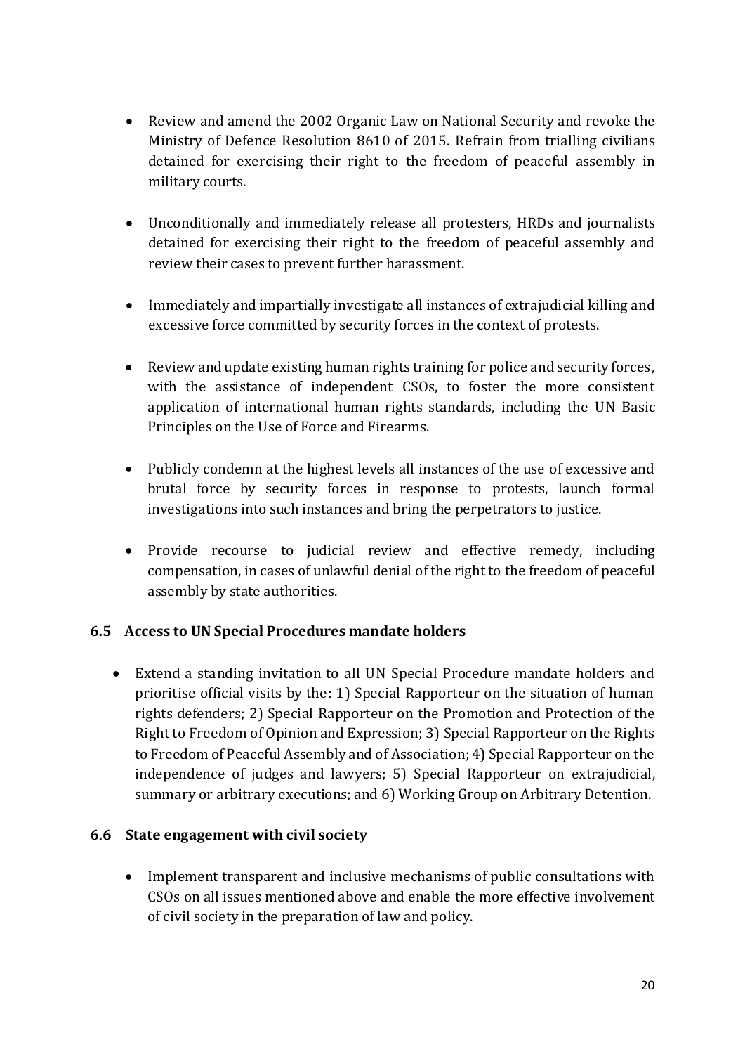- Review and amend the 2002 Organic Law on National Security and revoke the Ministry of Defence Resolution 8610 of 2015. Refrain from trialling civilians detained for exercising their right to the freedom of peaceful assembly in military courts.

- Unconditionally and immediately release all protesters, HRDs and journalists detained for exercising their right to the freedom of peaceful assembly and review their cases to prevent further harassment.

- Immediately and impartially investigate all instances of extrajudicial killing and excessive force committed by security forces in the context of protests.

- Review and update existing human rights training for police and security forces, with the assistance of independent CSOs, to foster the more consistent application of international human rights standards, including the UN Basic Principles on the Use of Force and Firearms.

- Publicly condemn at the highest levels all instances of the use of excessive and brutal force by security forces in response to protests, launch formal investigations into such instances and bring the perpetrators to justice.

- Provide recourse to judicial review and effective remedy, including compensation, in cases of unlawful denial of the right to the freedom of peaceful assembly by state authorities.

### 6.5 Access to UN Special Procedures mandate holders

- Extend a standing invitation to all UN Special Procedure mandate holders and prioritise official visits by the: 1) Special Rapporteur on the situation of human rights defenders; 2) Special Rapporteur on the Promotion and Protection of the Right to Freedom of Opinion and Expression; 3) Special Rapporteur on the Rights to Freedom of Peaceful Assembly and of Association; 4) Special Rapporteur on the independence of judges and lawyers; 5) Special Rapporteur on extrajudicial, summary or arbitrary executions; and 6) Working Group on Arbitrary Detention.

### 6.6 State engagement with civil society

- Implement transparent and inclusive mechanisms of public consultations with CSOs on all issues mentioned above and enable the more effective involvement of civil society in the preparation of law and policy.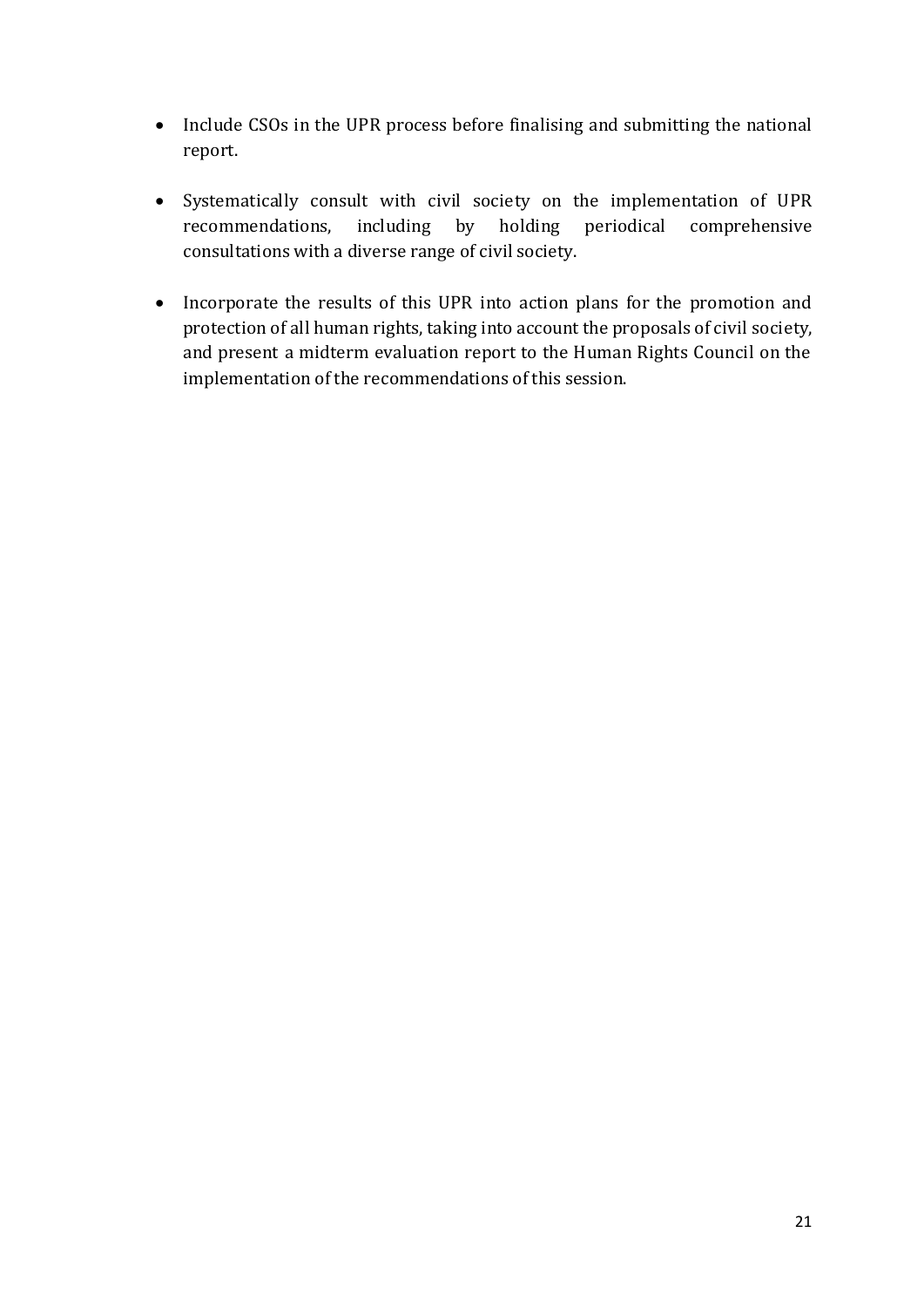- Include CSOs in the UPR process before finalising and submitting the national report.

- Systematically consult with civil society on the implementation of UPR recommendations, including by holding periodical comprehensive consultations with a diverse range of civil society.

- Incorporate the results of this UPR into action plans for the promotion and protection of all human rights, taking into account the proposals of civil society, and present a midterm evaluation report to the Human Rights Council on the implementation of the recommendations of this session.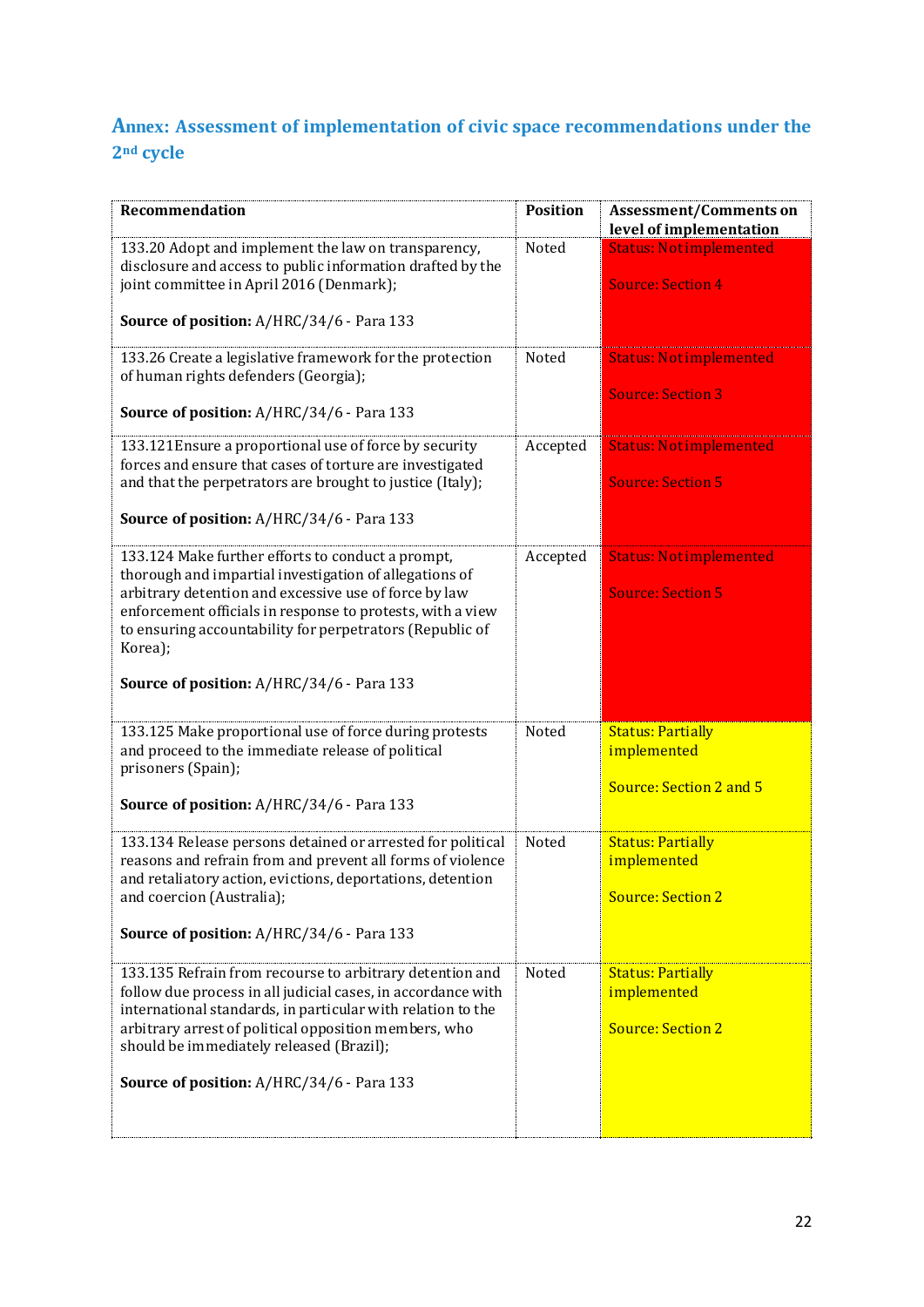## Annex: Assessment of implementation of civic space recommendations under the 2nd cycle

| Recommendation | Position | Assessment/Comments on level of implementation |
|---|---|---|
| 133.20 Adopt and implement the law on transparency, disclosure and access to public information drafted by the joint committee in April 2016 (Denmark);<br><br>**Source of position:** A/HRC/34/6 - Para 133 | Noted | Status: Not implemented<br><br>Source: Section 4 |
| 133.26 Create a legislative framework for the protection of human rights defenders (Georgia);<br><br>**Source of position:** A/HRC/34/6 - Para 133 | Noted | Status: Not implemented<br><br>Source: Section 3 |
| 133.121Ensure a proportional use of force by security forces and ensure that cases of torture are investigated and that the perpetrators are brought to justice (Italy);<br><br>**Source of position:** A/HRC/34/6 - Para 133 | Accepted | Status: Not implemented<br><br>Source: Section 5 |
| 133.124 Make further efforts to conduct a prompt, thorough and impartial investigation of allegations of arbitrary detention and excessive use of force by law enforcement officials in response to protests, with a view to ensuring accountability for perpetrators (Republic of Korea);<br><br>**Source of position:** A/HRC/34/6 - Para 133 | Accepted | Status: Not implemented<br><br>Source: Section 5 |
| 133.125 Make proportional use of force during protests and proceed to the immediate release of political prisoners (Spain);<br><br>**Source of position:** A/HRC/34/6 - Para 133 | Noted | Status: Partially implemented<br><br>Source: Section 2 and 5 |
| 133.134 Release persons detained or arrested for political reasons and refrain from and prevent all forms of violence and retaliatory action, evictions, deportations, detention and coercion (Australia);<br><br>**Source of position:** A/HRC/34/6 - Para 133 | Noted | Status: Partially implemented<br><br>Source: Section 2 |
| 133.135 Refrain from recourse to arbitrary detention and follow due process in all judicial cases, in accordance with international standards, in particular with relation to the arbitrary arrest of political opposition members, who should be immediately released (Brazil);<br><br>**Source of position:** A/HRC/34/6 - Para 133 | Noted | Status: Partially implemented<br><br>Source: Section 2 |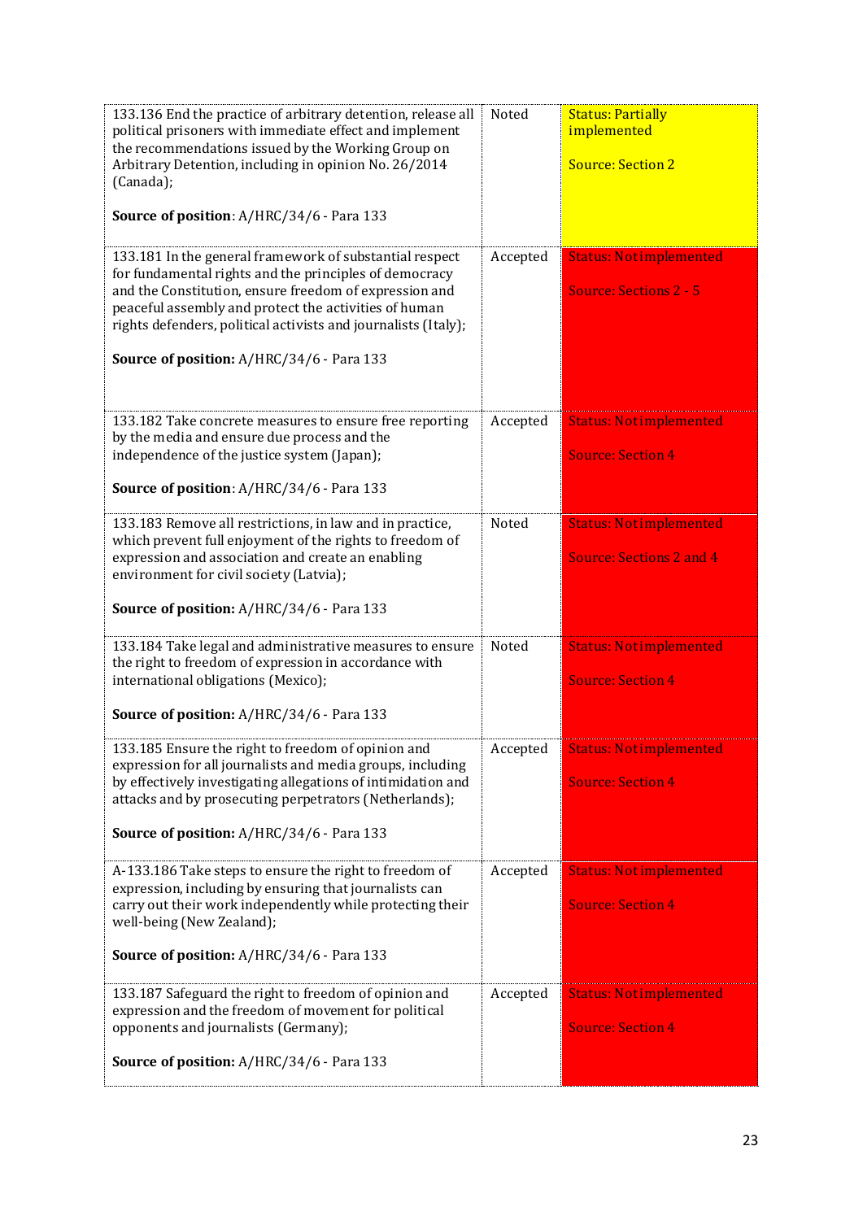| Recommendation | Position | Status |
|---|---|---|
| 133.136 End the practice of arbitrary detention, release all political prisoners with immediate effect and implement the recommendations issued by the Working Group on Arbitrary Detention, including in opinion No. 26/2014 (Canada);<br><br>**Source of position**: A/HRC/34/6 - Para 133 | Noted | Status: Partially implemented<br><br>Source: Section 2 |
| 133.181 In the general framework of substantial respect for fundamental rights and the principles of democracy and the Constitution, ensure freedom of expression and peaceful assembly and protect the activities of human rights defenders, political activists and journalists (Italy);<br><br>**Source of position:** A/HRC/34/6 - Para 133 | Accepted | Status: Not implemented<br><br>Source: Sections 2 - 5 |
| 133.182 Take concrete measures to ensure free reporting by the media and ensure due process and the independence of the justice system (Japan);<br><br>**Source of position**: A/HRC/34/6 - Para 133 | Accepted | Status: Not implemented<br><br>Source: Section 4 |
| 133.183 Remove all restrictions, in law and in practice, which prevent full enjoyment of the rights to freedom of expression and association and create an enabling environment for civil society (Latvia);<br><br>**Source of position:** A/HRC/34/6 - Para 133 | Noted | Status: Not implemented<br><br>Source: Sections 2 and 4 |
| 133.184 Take legal and administrative measures to ensure the right to freedom of expression in accordance with international obligations (Mexico);<br><br>**Source of position:** A/HRC/34/6 - Para 133 | Noted | Status: Not implemented<br><br>Source: Section 4 |
| 133.185 Ensure the right to freedom of opinion and expression for all journalists and media groups, including by effectively investigating allegations of intimidation and attacks and by prosecuting perpetrators (Netherlands);<br><br>**Source of position:** A/HRC/34/6 - Para 133 | Accepted | Status: Not implemented<br><br>Source: Section 4 |
| A-133.186 Take steps to ensure the right to freedom of expression, including by ensuring that journalists can carry out their work independently while protecting their well-being (New Zealand);<br><br>**Source of position:** A/HRC/34/6 - Para 133 | Accepted | Status: Not implemented<br><br>Source: Section 4 |
| 133.187 Safeguard the right to freedom of opinion and expression and the freedom of movement for political opponents and journalists (Germany);<br><br>**Source of position:** A/HRC/34/6 - Para 133 | Accepted | Status: Not implemented<br><br>Source: Section 4 |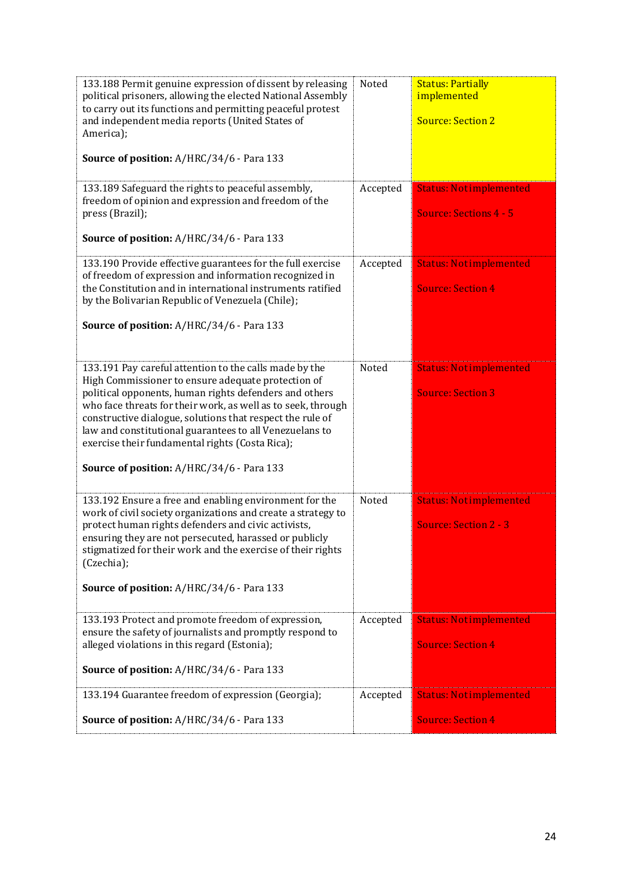| | | |
|---|---|---|
| 133.188 Permit genuine expression of dissent by releasing political prisoners, allowing the elected National Assembly to carry out its functions and permitting peaceful protest and independent media reports (United States of America);<br><br>**Source of position:** A/HRC/34/6 - Para 133 | Noted | Status: Partially implemented<br><br>Source: Section 2 |
| 133.189 Safeguard the rights to peaceful assembly, freedom of opinion and expression and freedom of the press (Brazil);<br><br>**Source of position:** A/HRC/34/6 - Para 133 | Accepted | Status: Not implemented<br><br>Source: Sections 4 - 5 |
| 133.190 Provide effective guarantees for the full exercise of freedom of expression and information recognized in the Constitution and in international instruments ratified by the Bolivarian Republic of Venezuela (Chile);<br><br>**Source of position:** A/HRC/34/6 - Para 133 | Accepted | Status: Not implemented<br><br>Source: Section 4 |
| 133.191 Pay careful attention to the calls made by the High Commissioner to ensure adequate protection of political opponents, human rights defenders and others who face threats for their work, as well as to seek, through constructive dialogue, solutions that respect the rule of law and constitutional guarantees to all Venezuelans to exercise their fundamental rights (Costa Rica);<br><br>**Source of position:** A/HRC/34/6 - Para 133 | Noted | Status: Not implemented<br><br>Source: Section 3 |
| 133.192 Ensure a free and enabling environment for the work of civil society organizations and create a strategy to protect human rights defenders and civic activists, ensuring they are not persecuted, harassed or publicly stigmatized for their work and the exercise of their rights (Czechia);<br><br>**Source of position:** A/HRC/34/6 - Para 133 | Noted | Status: Not implemented<br><br>Source: Section 2 - 3 |
| 133.193 Protect and promote freedom of expression, ensure the safety of journalists and promptly respond to alleged violations in this regard (Estonia);<br><br>**Source of position:** A/HRC/34/6 - Para 133 | Accepted | Status: Not implemented<br><br>Source: Section 4 |
| 133.194 Guarantee freedom of expression (Georgia);<br><br>**Source of position:** A/HRC/34/6 - Para 133 | Accepted | Status: Not implemented<br><br>Source: Section 4 |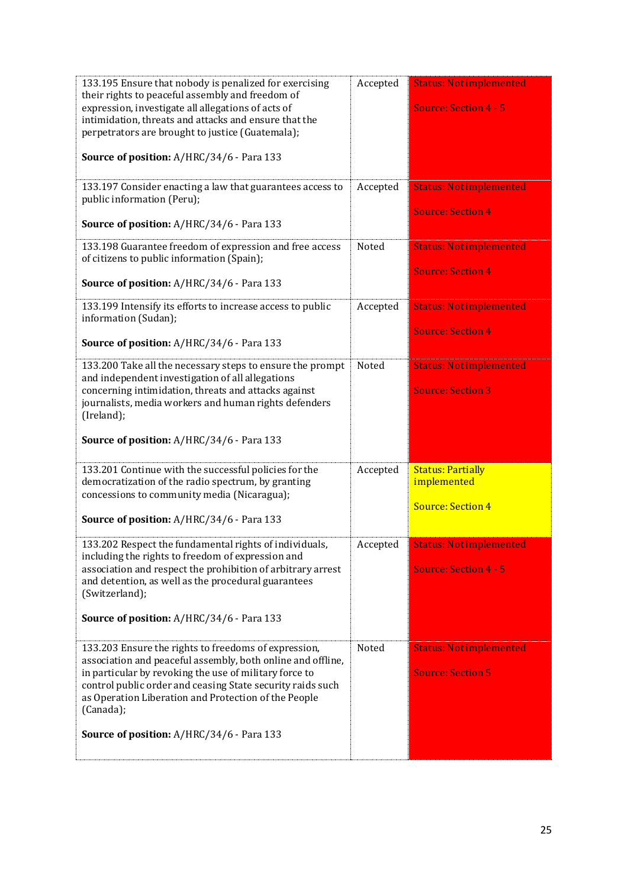| | | |
|---|---|---|
| 133.195 Ensure that nobody is penalized for exercising their rights to peaceful assembly and freedom of expression, investigate all allegations of acts of intimidation, threats and attacks and ensure that the perpetrators are brought to justice (Guatemala);<br><br>**Source of position:** A/HRC/34/6 - Para 133 | Accepted | Status: Not implemented<br><br>Source: Section 4 - 5 |
| 133.197 Consider enacting a law that guarantees access to public information (Peru);<br><br>**Source of position:** A/HRC/34/6 - Para 133 | Accepted | Status: Not implemented<br><br>Source: Section 4 |
| 133.198 Guarantee freedom of expression and free access of citizens to public information (Spain);<br><br>**Source of position:** A/HRC/34/6 - Para 133 | Noted | Status: Not implemented<br><br>Source: Section 4 |
| 133.199 Intensify its efforts to increase access to public information (Sudan);<br><br>**Source of position:** A/HRC/34/6 - Para 133 | Accepted | Status: Not implemented<br><br>Source: Section 4 |
| 133.200 Take all the necessary steps to ensure the prompt and independent investigation of all allegations concerning intimidation, threats and attacks against journalists, media workers and human rights defenders (Ireland);<br><br>**Source of position:** A/HRC/34/6 - Para 133 | Noted | Status: Not implemented<br><br>Source: Section 3 |
| 133.201 Continue with the successful policies for the democratization of the radio spectrum, by granting concessions to community media (Nicaragua);<br><br>**Source of position:** A/HRC/34/6 - Para 133 | Accepted | Status: Partially implemented<br><br>Source: Section 4 |
| 133.202 Respect the fundamental rights of individuals, including the rights to freedom of expression and association and respect the prohibition of arbitrary arrest and detention, as well as the procedural guarantees (Switzerland);<br><br>**Source of position:** A/HRC/34/6 - Para 133 | Accepted | Status: Not implemented<br><br>Source: Section 4 - 5 |
| 133.203 Ensure the rights to freedoms of expression, association and peaceful assembly, both online and offline, in particular by revoking the use of military force to control public order and ceasing State security raids such as Operation Liberation and Protection of the People (Canada);<br><br>**Source of position:** A/HRC/34/6 - Para 133 | Noted | Status: Not implemented<br><br>Source: Section 5 |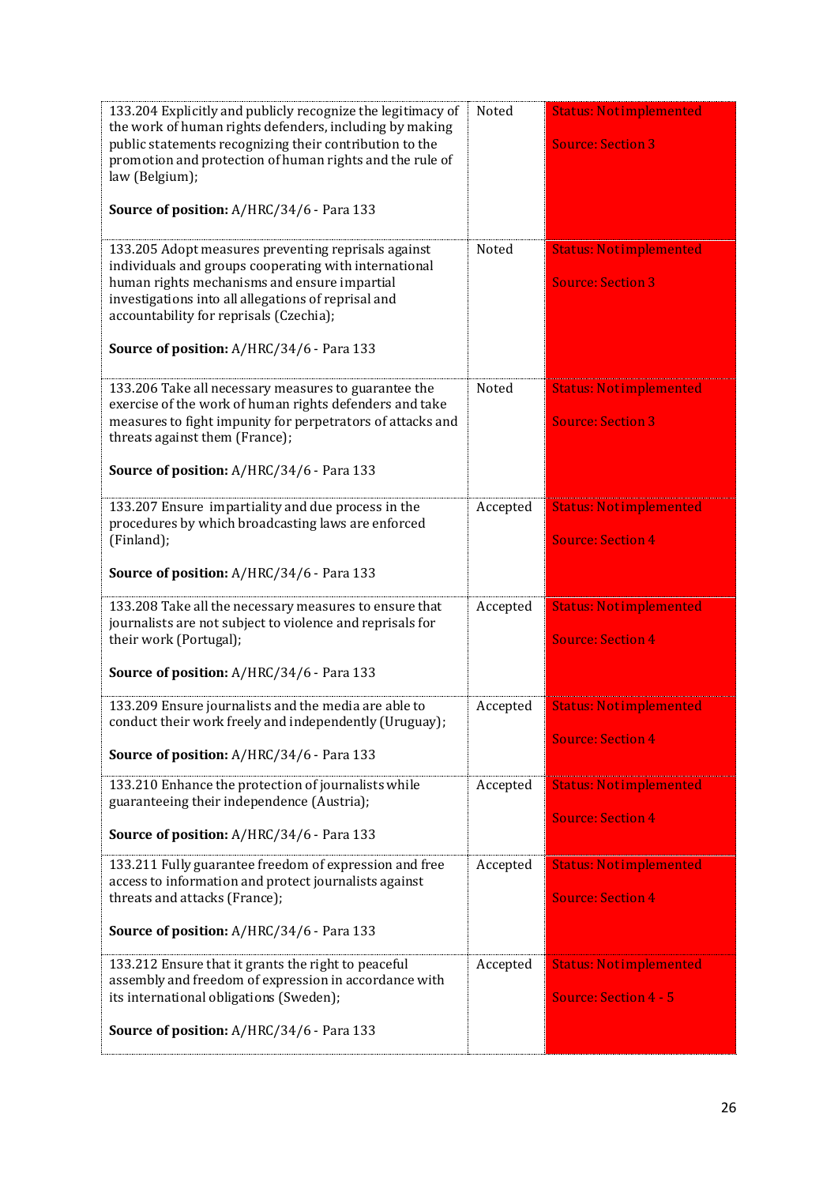| | | |
|---|---|---|
| 133.204 Explicitly and publicly recognize the legitimacy of the work of human rights defenders, including by making public statements recognizing their contribution to the promotion and protection of human rights and the rule of law (Belgium);<br><br>**Source of position:** A/HRC/34/6 - Para 133 | Noted | Status: Not implemented<br><br>Source: Section 3 |
| 133.205 Adopt measures preventing reprisals against individuals and groups cooperating with international human rights mechanisms and ensure impartial investigations into all allegations of reprisal and accountability for reprisals (Czechia);<br><br>**Source of position:** A/HRC/34/6 - Para 133 | Noted | Status: Not implemented<br><br>Source: Section 3 |
| 133.206 Take all necessary measures to guarantee the exercise of the work of human rights defenders and take measures to fight impunity for perpetrators of attacks and threats against them (France);<br><br>**Source of position:** A/HRC/34/6 - Para 133 | Noted | Status: Not implemented<br><br>Source: Section 3 |
| 133.207 Ensure impartiality and due process in the procedures by which broadcasting laws are enforced (Finland);<br><br>**Source of position:** A/HRC/34/6 - Para 133 | Accepted | Status: Not implemented<br><br>Source: Section 4 |
| 133.208 Take all the necessary measures to ensure that journalists are not subject to violence and reprisals for their work (Portugal);<br><br>**Source of position:** A/HRC/34/6 - Para 133 | Accepted | Status: Not implemented<br><br>Source: Section 4 |
| 133.209 Ensure journalists and the media are able to conduct their work freely and independently (Uruguay);<br><br>**Source of position:** A/HRC/34/6 - Para 133 | Accepted | Status: Not implemented<br><br>Source: Section 4 |
| 133.210 Enhance the protection of journalists while guaranteeing their independence (Austria);<br><br>**Source of position:** A/HRC/34/6 - Para 133 | Accepted | Status: Not implemented<br><br>Source: Section 4 |
| 133.211 Fully guarantee freedom of expression and free access to information and protect journalists against threats and attacks (France);<br><br>**Source of position:** A/HRC/34/6 - Para 133 | Accepted | Status: Not implemented<br><br>Source: Section 4 |
| 133.212 Ensure that it grants the right to peaceful assembly and freedom of expression in accordance with its international obligations (Sweden);<br><br>**Source of position:** A/HRC/34/6 - Para 133 | Accepted | Status: Not implemented<br><br>Source: Section 4 - 5 |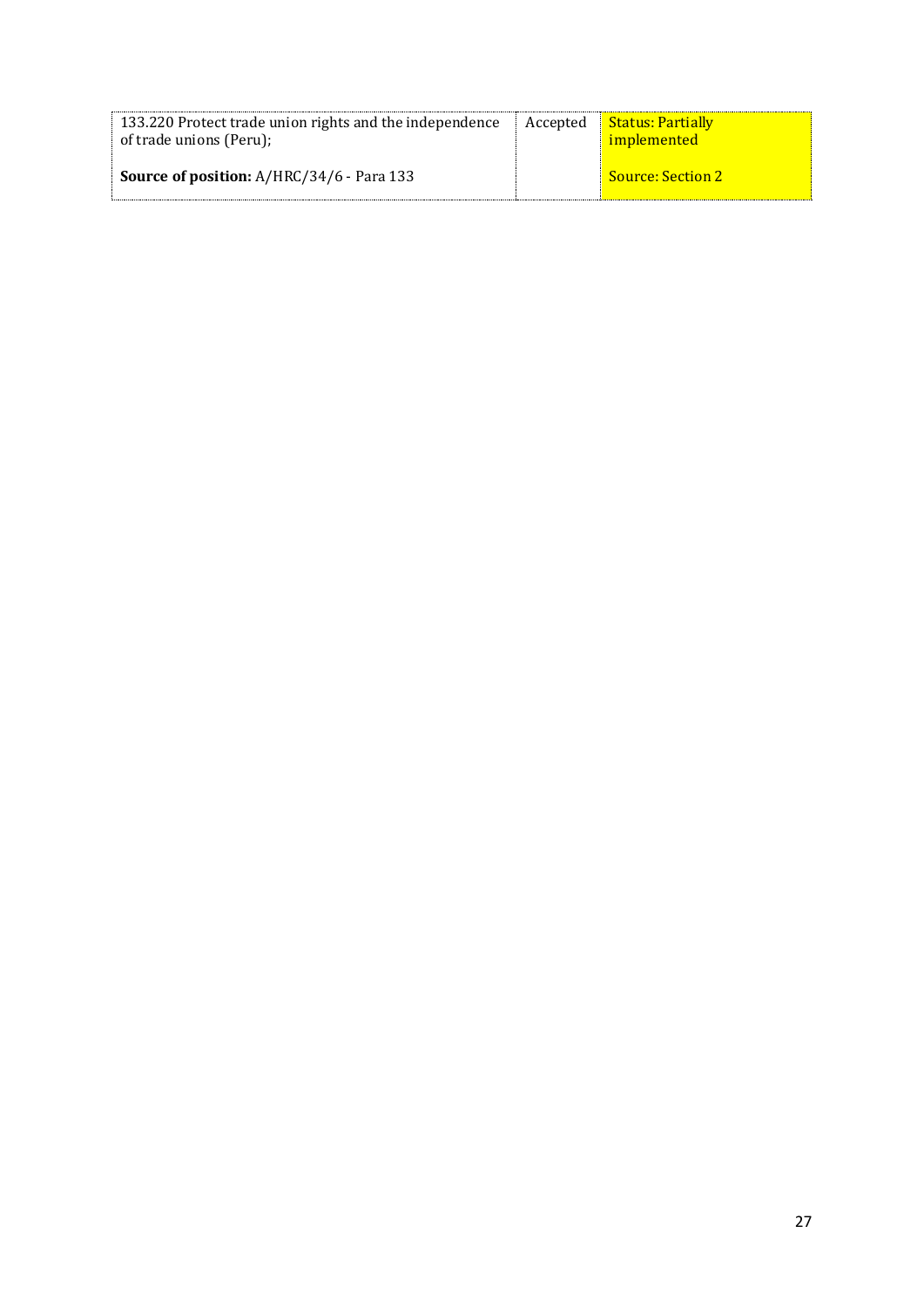| | | |
|---|---|---|
| 133.220 Protect trade union rights and the independence of trade unions (Peru);<br><br>**Source of position:** A/HRC/34/6 - Para 133 | Accepted | Status: Partially implemented<br><br>Source: Section 2 |